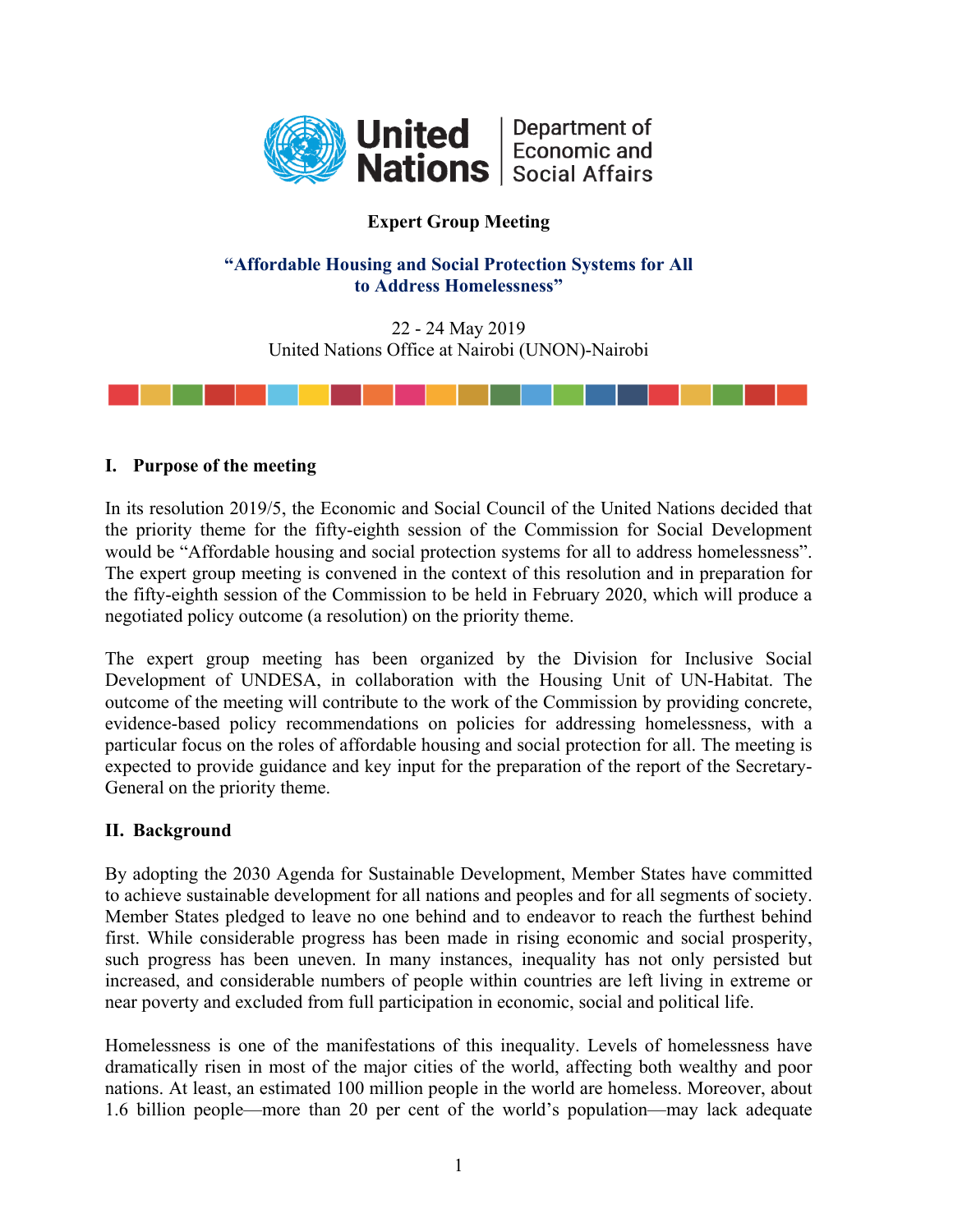United Nations | Department of Economic and Social Affairs

**Expert Group Meeting**

**"Affordable Housing and Social Protection Systems for All to Address Homelessness"**

22 - 24 May 2019
United Nations Office at Nairobi (UNON)-Nairobi

## I. Purpose of the meeting

In its resolution 2019/5, the Economic and Social Council of the United Nations decided that the priority theme for the fifty-eighth session of the Commission for Social Development would be "Affordable housing and social protection systems for all to address homelessness". The expert group meeting is convened in the context of this resolution and in preparation for the fifty-eighth session of the Commission to be held in February 2020, which will produce a negotiated policy outcome (a resolution) on the priority theme.

The expert group meeting has been organized by the Division for Inclusive Social Development of UNDESA, in collaboration with the Housing Unit of UN-Habitat. The outcome of the meeting will contribute to the work of the Commission by providing concrete, evidence-based policy recommendations on policies for addressing homelessness, with a particular focus on the roles of affordable housing and social protection for all. The meeting is expected to provide guidance and key input for the preparation of the report of the Secretary-General on the priority theme.

## II. Background

By adopting the 2030 Agenda for Sustainable Development, Member States have committed to achieve sustainable development for all nations and peoples and for all segments of society. Member States pledged to leave no one behind and to endeavor to reach the furthest behind first. While considerable progress has been made in rising economic and social prosperity, such progress has been uneven. In many instances, inequality has not only persisted but increased, and considerable numbers of people within countries are left living in extreme or near poverty and excluded from full participation in economic, social and political life.

Homelessness is one of the manifestations of this inequality. Levels of homelessness have dramatically risen in most of the major cities of the world, affecting both wealthy and poor nations. At least, an estimated 100 million people in the world are homeless. Moreover, about 1.6 billion people—more than 20 per cent of the world's population—may lack adequate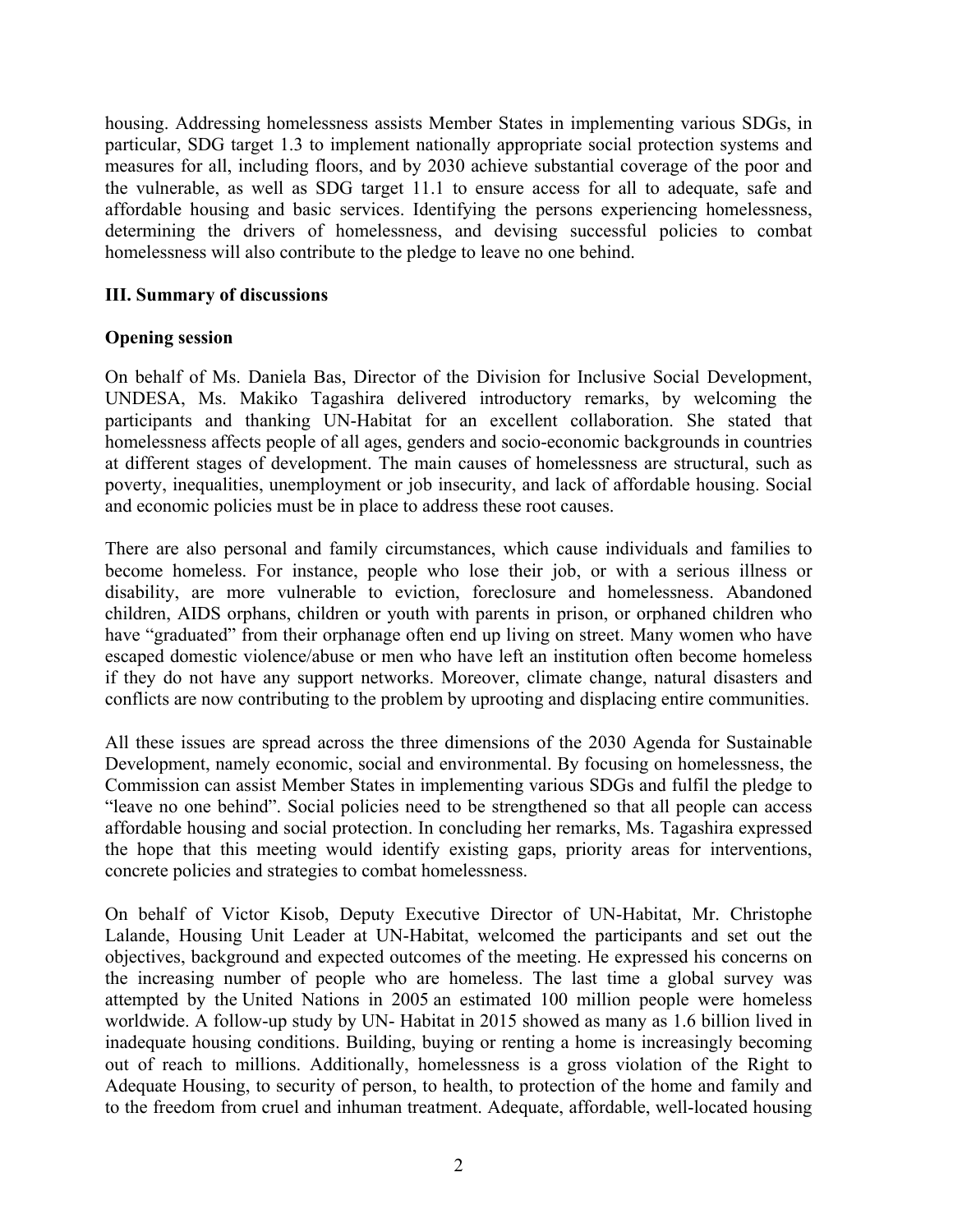housing. Addressing homelessness assists Member States in implementing various SDGs, in particular, SDG target 1.3 to implement nationally appropriate social protection systems and measures for all, including floors, and by 2030 achieve substantial coverage of the poor and the vulnerable, as well as SDG target 11.1 to ensure access for all to adequate, safe and affordable housing and basic services. Identifying the persons experiencing homelessness, determining the drivers of homelessness, and devising successful policies to combat homelessness will also contribute to the pledge to leave no one behind.

## III. Summary of discussions

### Opening session

On behalf of Ms. Daniela Bas, Director of the Division for Inclusive Social Development, UNDESA, Ms. Makiko Tagashira delivered introductory remarks, by welcoming the participants and thanking UN-Habitat for an excellent collaboration. She stated that homelessness affects people of all ages, genders and socio-economic backgrounds in countries at different stages of development. The main causes of homelessness are structural, such as poverty, inequalities, unemployment or job insecurity, and lack of affordable housing. Social and economic policies must be in place to address these root causes.

There are also personal and family circumstances, which cause individuals and families to become homeless. For instance, people who lose their job, or with a serious illness or disability, are more vulnerable to eviction, foreclosure and homelessness. Abandoned children, AIDS orphans, children or youth with parents in prison, or orphaned children who have "graduated" from their orphanage often end up living on street. Many women who have escaped domestic violence/abuse or men who have left an institution often become homeless if they do not have any support networks. Moreover, climate change, natural disasters and conflicts are now contributing to the problem by uprooting and displacing entire communities.

All these issues are spread across the three dimensions of the 2030 Agenda for Sustainable Development, namely economic, social and environmental. By focusing on homelessness, the Commission can assist Member States in implementing various SDGs and fulfil the pledge to "leave no one behind". Social policies need to be strengthened so that all people can access affordable housing and social protection. In concluding her remarks, Ms. Tagashira expressed the hope that this meeting would identify existing gaps, priority areas for interventions, concrete policies and strategies to combat homelessness.

On behalf of Victor Kisob, Deputy Executive Director of UN-Habitat, Mr. Christophe Lalande, Housing Unit Leader at UN-Habitat, welcomed the participants and set out the objectives, background and expected outcomes of the meeting. He expressed his concerns on the increasing number of people who are homeless. The last time a global survey was attempted by the United Nations in 2005 an estimated 100 million people were homeless worldwide. A follow-up study by UN- Habitat in 2015 showed as many as 1.6 billion lived in inadequate housing conditions. Building, buying or renting a home is increasingly becoming out of reach to millions. Additionally, homelessness is a gross violation of the Right to Adequate Housing, to security of person, to health, to protection of the home and family and to the freedom from cruel and inhuman treatment. Adequate, affordable, well-located housing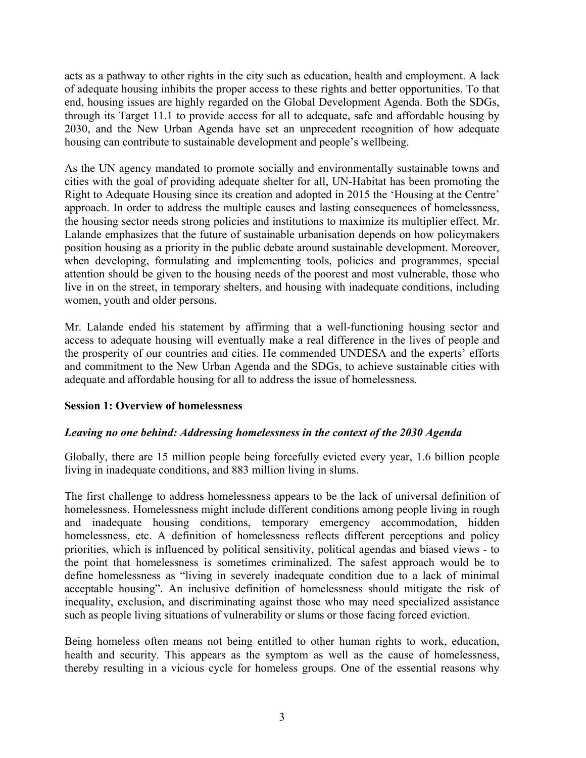acts as a pathway to other rights in the city such as education, health and employment. A lack of adequate housing inhibits the proper access to these rights and better opportunities. To that end, housing issues are highly regarded on the Global Development Agenda. Both the SDGs, through its Target 11.1 to provide access for all to adequate, safe and affordable housing by 2030, and the New Urban Agenda have set an unprecedent recognition of how adequate housing can contribute to sustainable development and people's wellbeing.

As the UN agency mandated to promote socially and environmentally sustainable towns and cities with the goal of providing adequate shelter for all, UN-Habitat has been promoting the Right to Adequate Housing since its creation and adopted in 2015 the 'Housing at the Centre' approach. In order to address the multiple causes and lasting consequences of homelessness, the housing sector needs strong policies and institutions to maximize its multiplier effect. Mr. Lalande emphasizes that the future of sustainable urbanisation depends on how policymakers position housing as a priority in the public debate around sustainable development. Moreover, when developing, formulating and implementing tools, policies and programmes, special attention should be given to the housing needs of the poorest and most vulnerable, those who live in on the street, in temporary shelters, and housing with inadequate conditions, including women, youth and older persons.

Mr. Lalande ended his statement by affirming that a well-functioning housing sector and access to adequate housing will eventually make a real difference in the lives of people and the prosperity of our countries and cities. He commended UNDESA and the experts' efforts and commitment to the New Urban Agenda and the SDGs, to achieve sustainable cities with adequate and affordable housing for all to address the issue of homelessness.

## Session 1: Overview of homelessness

### *Leaving no one behind: Addressing homelessness in the context of the 2030 Agenda*

Globally, there are 15 million people being forcefully evicted every year, 1.6 billion people living in inadequate conditions, and 883 million living in slums.

The first challenge to address homelessness appears to be the lack of universal definition of homelessness. Homelessness might include different conditions among people living in rough and inadequate housing conditions, temporary emergency accommodation, hidden homelessness, etc. A definition of homelessness reflects different perceptions and policy priorities, which is influenced by political sensitivity, political agendas and biased views - to the point that homelessness is sometimes criminalized. The safest approach would be to define homelessness as "living in severely inadequate condition due to a lack of minimal acceptable housing". An inclusive definition of homelessness should mitigate the risk of inequality, exclusion, and discriminating against those who may need specialized assistance such as people living situations of vulnerability or slums or those facing forced eviction.

Being homeless often means not being entitled to other human rights to work, education, health and security. This appears as the symptom as well as the cause of homelessness, thereby resulting in a vicious cycle for homeless groups. One of the essential reasons why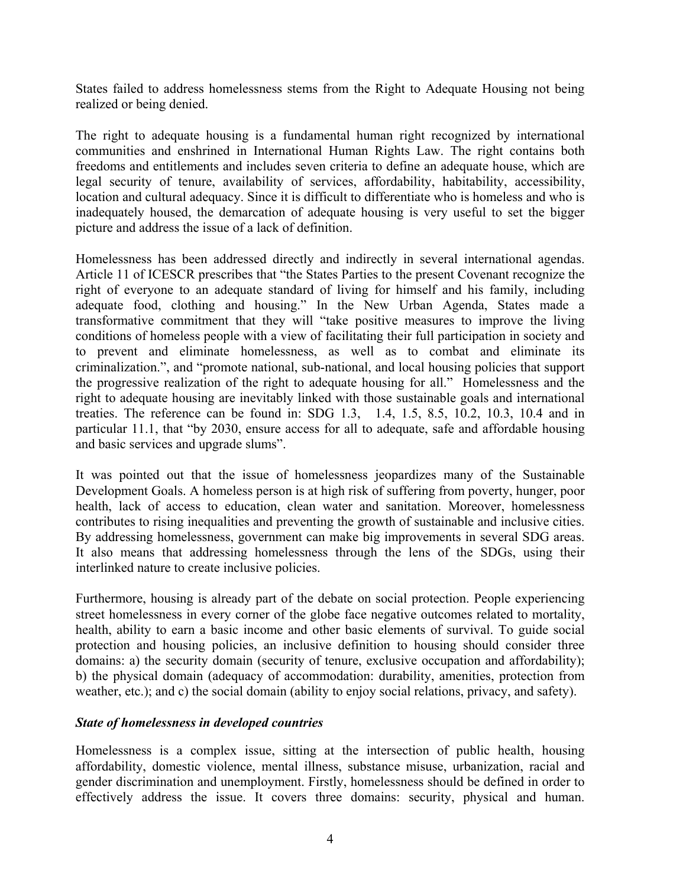States failed to address homelessness stems from the Right to Adequate Housing not being realized or being denied.

The right to adequate housing is a fundamental human right recognized by international communities and enshrined in International Human Rights Law. The right contains both freedoms and entitlements and includes seven criteria to define an adequate house, which are legal security of tenure, availability of services, affordability, habitability, accessibility, location and cultural adequacy. Since it is difficult to differentiate who is homeless and who is inadequately housed, the demarcation of adequate housing is very useful to set the bigger picture and address the issue of a lack of definition.

Homelessness has been addressed directly and indirectly in several international agendas. Article 11 of ICESCR prescribes that "the States Parties to the present Covenant recognize the right of everyone to an adequate standard of living for himself and his family, including adequate food, clothing and housing." In the New Urban Agenda, States made a transformative commitment that they will "take positive measures to improve the living conditions of homeless people with a view of facilitating their full participation in society and to prevent and eliminate homelessness, as well as to combat and eliminate its criminalization.", and "promote national, sub-national, and local housing policies that support the progressive realization of the right to adequate housing for all." Homelessness and the right to adequate housing are inevitably linked with those sustainable goals and international treaties. The reference can be found in: SDG 1.3, 1.4, 1.5, 8.5, 10.2, 10.3, 10.4 and in particular 11.1, that "by 2030, ensure access for all to adequate, safe and affordable housing and basic services and upgrade slums".

It was pointed out that the issue of homelessness jeopardizes many of the Sustainable Development Goals. A homeless person is at high risk of suffering from poverty, hunger, poor health, lack of access to education, clean water and sanitation. Moreover, homelessness contributes to rising inequalities and preventing the growth of sustainable and inclusive cities. By addressing homelessness, government can make big improvements in several SDG areas. It also means that addressing homelessness through the lens of the SDGs, using their interlinked nature to create inclusive policies.

Furthermore, housing is already part of the debate on social protection. People experiencing street homelessness in every corner of the globe face negative outcomes related to mortality, health, ability to earn a basic income and other basic elements of survival. To guide social protection and housing policies, an inclusive definition to housing should consider three domains: a) the security domain (security of tenure, exclusive occupation and affordability); b) the physical domain (adequacy of accommodation: durability, amenities, protection from weather, etc.); and c) the social domain (ability to enjoy social relations, privacy, and safety).

### *State of homelessness in developed countries*

Homelessness is a complex issue, sitting at the intersection of public health, housing affordability, domestic violence, mental illness, substance misuse, urbanization, racial and gender discrimination and unemployment. Firstly, homelessness should be defined in order to effectively address the issue. It covers three domains: security, physical and human.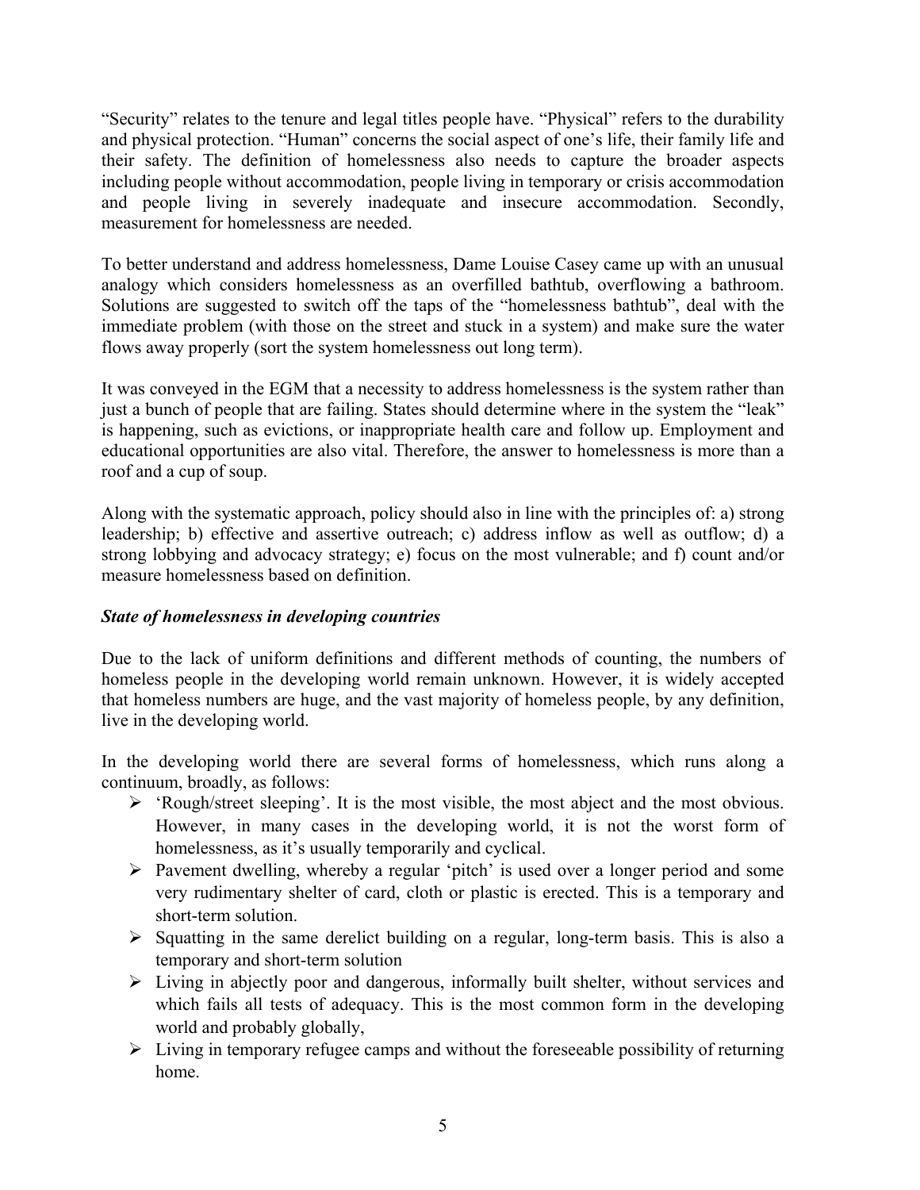"Security" relates to the tenure and legal titles people have. "Physical" refers to the durability and physical protection. "Human" concerns the social aspect of one's life, their family life and their safety. The definition of homelessness also needs to capture the broader aspects including people without accommodation, people living in temporary or crisis accommodation and people living in severely inadequate and insecure accommodation. Secondly, measurement for homelessness are needed.

To better understand and address homelessness, Dame Louise Casey came up with an unusual analogy which considers homelessness as an overfilled bathtub, overflowing a bathroom. Solutions are suggested to switch off the taps of the "homelessness bathtub", deal with the immediate problem (with those on the street and stuck in a system) and make sure the water flows away properly (sort the system homelessness out long term).

It was conveyed in the EGM that a necessity to address homelessness is the system rather than just a bunch of people that are failing. States should determine where in the system the "leak" is happening, such as evictions, or inappropriate health care and follow up. Employment and educational opportunities are also vital. Therefore, the answer to homelessness is more than a roof and a cup of soup.

Along with the systematic approach, policy should also in line with the principles of: a) strong leadership; b) effective and assertive outreach; c) address inflow as well as outflow; d) a strong lobbying and advocacy strategy; e) focus on the most vulnerable; and f) count and/or measure homelessness based on definition.

### *State of homelessness in developing countries*

Due to the lack of uniform definitions and different methods of counting, the numbers of homeless people in the developing world remain unknown. However, it is widely accepted that homeless numbers are huge, and the vast majority of homeless people, by any definition, live in the developing world.

In the developing world there are several forms of homelessness, which runs along a continuum, broadly, as follows:

- 'Rough/street sleeping'. It is the most visible, the most abject and the most obvious. However, in many cases in the developing world, it is not the worst form of homelessness, as it's usually temporarily and cyclical.
- Pavement dwelling, whereby a regular 'pitch' is used over a longer period and some very rudimentary shelter of card, cloth or plastic is erected. This is a temporary and short-term solution.
- Squatting in the same derelict building on a regular, long-term basis. This is also a temporary and short-term solution
- Living in abjectly poor and dangerous, informally built shelter, without services and which fails all tests of adequacy. This is the most common form in the developing world and probably globally,
- Living in temporary refugee camps and without the foreseeable possibility of returning home.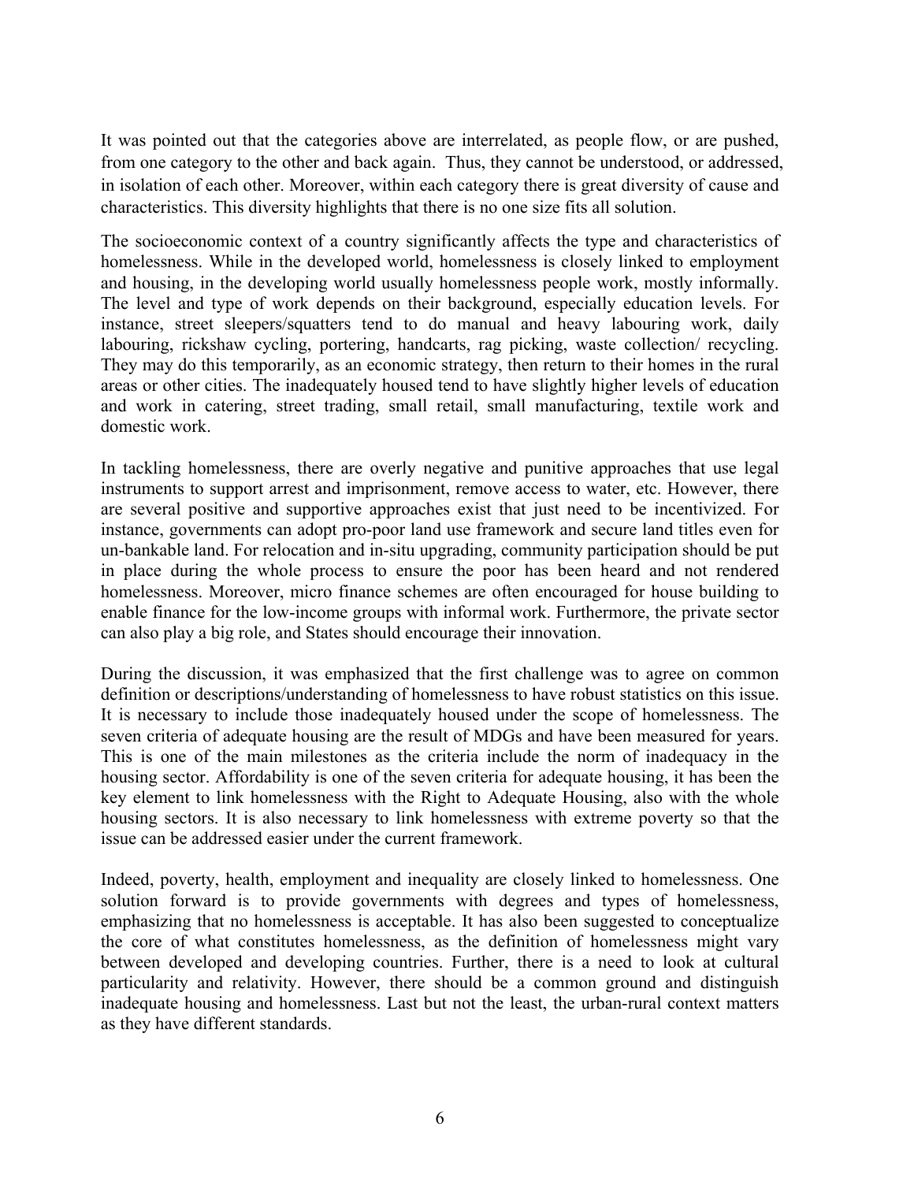It was pointed out that the categories above are interrelated, as people flow, or are pushed, from one category to the other and back again. Thus, they cannot be understood, or addressed, in isolation of each other. Moreover, within each category there is great diversity of cause and characteristics. This diversity highlights that there is no one size fits all solution.

The socioeconomic context of a country significantly affects the type and characteristics of homelessness. While in the developed world, homelessness is closely linked to employment and housing, in the developing world usually homelessness people work, mostly informally. The level and type of work depends on their background, especially education levels. For instance, street sleepers/squatters tend to do manual and heavy labouring work, daily labouring, rickshaw cycling, portering, handcarts, rag picking, waste collection/ recycling. They may do this temporarily, as an economic strategy, then return to their homes in the rural areas or other cities. The inadequately housed tend to have slightly higher levels of education and work in catering, street trading, small retail, small manufacturing, textile work and domestic work.

In tackling homelessness, there are overly negative and punitive approaches that use legal instruments to support arrest and imprisonment, remove access to water, etc. However, there are several positive and supportive approaches exist that just need to be incentivized. For instance, governments can adopt pro-poor land use framework and secure land titles even for un-bankable land. For relocation and in-situ upgrading, community participation should be put in place during the whole process to ensure the poor has been heard and not rendered homelessness. Moreover, micro finance schemes are often encouraged for house building to enable finance for the low-income groups with informal work. Furthermore, the private sector can also play a big role, and States should encourage their innovation.

During the discussion, it was emphasized that the first challenge was to agree on common definition or descriptions/understanding of homelessness to have robust statistics on this issue. It is necessary to include those inadequately housed under the scope of homelessness. The seven criteria of adequate housing are the result of MDGs and have been measured for years. This is one of the main milestones as the criteria include the norm of inadequacy in the housing sector. Affordability is one of the seven criteria for adequate housing, it has been the key element to link homelessness with the Right to Adequate Housing, also with the whole housing sectors. It is also necessary to link homelessness with extreme poverty so that the issue can be addressed easier under the current framework.

Indeed, poverty, health, employment and inequality are closely linked to homelessness. One solution forward is to provide governments with degrees and types of homelessness, emphasizing that no homelessness is acceptable. It has also been suggested to conceptualize the core of what constitutes homelessness, as the definition of homelessness might vary between developed and developing countries. Further, there is a need to look at cultural particularity and relativity. However, there should be a common ground and distinguish inadequate housing and homelessness. Last but not the least, the urban-rural context matters as they have different standards.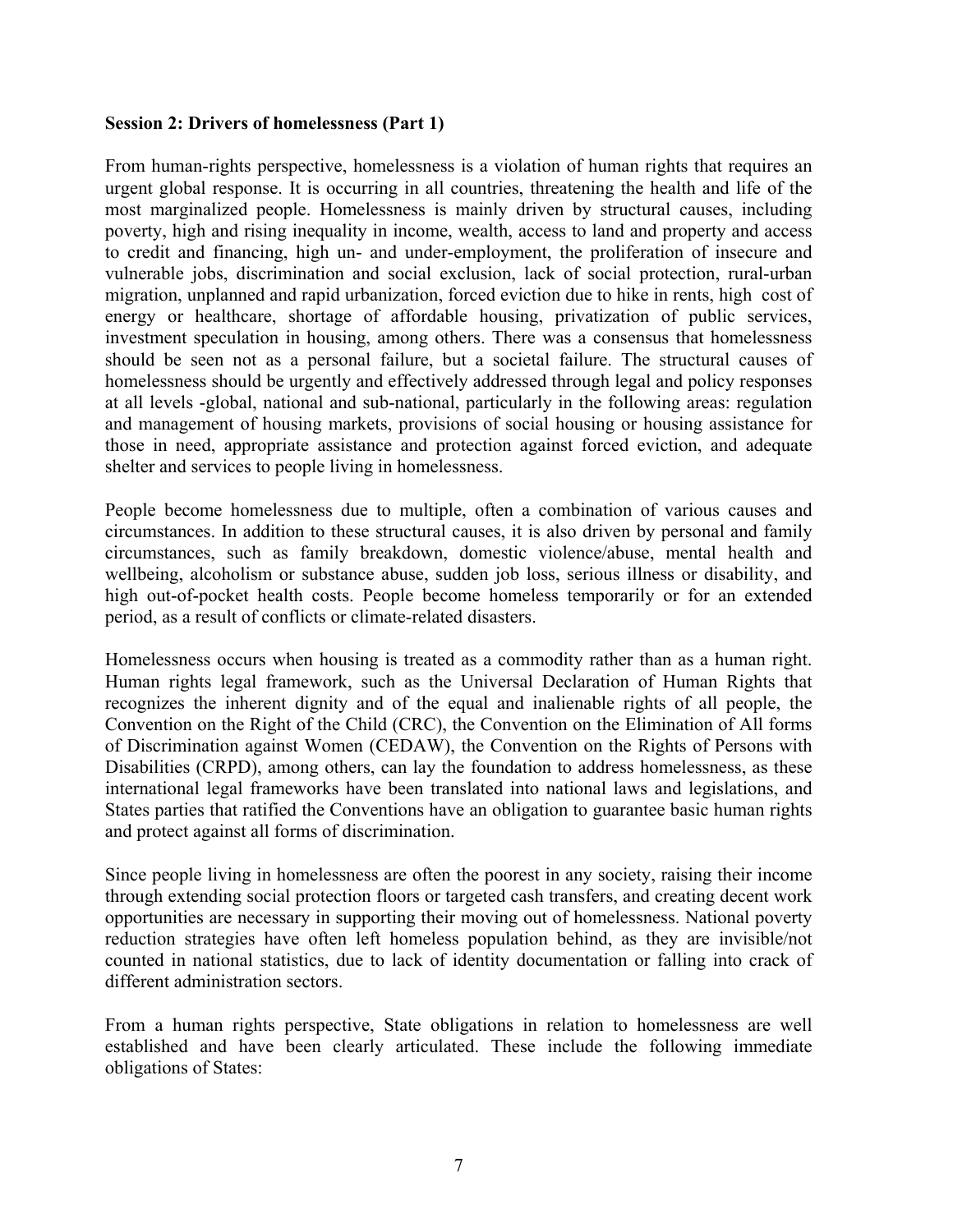**Session 2: Drivers of homelessness (Part 1)**

From human-rights perspective, homelessness is a violation of human rights that requires an urgent global response. It is occurring in all countries, threatening the health and life of the most marginalized people. Homelessness is mainly driven by structural causes, including poverty, high and rising inequality in income, wealth, access to land and property and access to credit and financing, high un- and under-employment, the proliferation of insecure and vulnerable jobs, discrimination and social exclusion, lack of social protection, rural-urban migration, unplanned and rapid urbanization, forced eviction due to hike in rents, high cost of energy or healthcare, shortage of affordable housing, privatization of public services, investment speculation in housing, among others. There was a consensus that homelessness should be seen not as a personal failure, but a societal failure. The structural causes of homelessness should be urgently and effectively addressed through legal and policy responses at all levels -global, national and sub-national, particularly in the following areas: regulation and management of housing markets, provisions of social housing or housing assistance for those in need, appropriate assistance and protection against forced eviction, and adequate shelter and services to people living in homelessness.

People become homelessness due to multiple, often a combination of various causes and circumstances. In addition to these structural causes, it is also driven by personal and family circumstances, such as family breakdown, domestic violence/abuse, mental health and wellbeing, alcoholism or substance abuse, sudden job loss, serious illness or disability, and high out-of-pocket health costs. People become homeless temporarily or for an extended period, as a result of conflicts or climate-related disasters.

Homelessness occurs when housing is treated as a commodity rather than as a human right. Human rights legal framework, such as the Universal Declaration of Human Rights that recognizes the inherent dignity and of the equal and inalienable rights of all people, the Convention on the Right of the Child (CRC), the Convention on the Elimination of All forms of Discrimination against Women (CEDAW), the Convention on the Rights of Persons with Disabilities (CRPD), among others, can lay the foundation to address homelessness, as these international legal frameworks have been translated into national laws and legislations, and States parties that ratified the Conventions have an obligation to guarantee basic human rights and protect against all forms of discrimination.

Since people living in homelessness are often the poorest in any society, raising their income through extending social protection floors or targeted cash transfers, and creating decent work opportunities are necessary in supporting their moving out of homelessness. National poverty reduction strategies have often left homeless population behind, as they are invisible/not counted in national statistics, due to lack of identity documentation or falling into crack of different administration sectors.

From a human rights perspective, State obligations in relation to homelessness are well established and have been clearly articulated. These include the following immediate obligations of States: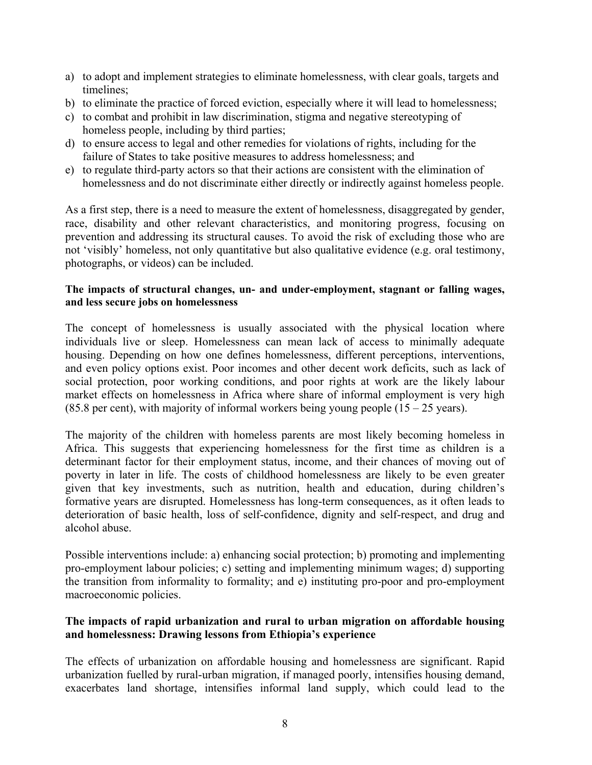a) to adopt and implement strategies to eliminate homelessness, with clear goals, targets and timelines;
b) to eliminate the practice of forced eviction, especially where it will lead to homelessness;
c) to combat and prohibit in law discrimination, stigma and negative stereotyping of homeless people, including by third parties;
d) to ensure access to legal and other remedies for violations of rights, including for the failure of States to take positive measures to address homelessness; and
e) to regulate third-party actors so that their actions are consistent with the elimination of homelessness and do not discriminate either directly or indirectly against homeless people.

As a first step, there is a need to measure the extent of homelessness, disaggregated by gender, race, disability and other relevant characteristics, and monitoring progress, focusing on prevention and addressing its structural causes. To avoid the risk of excluding those who are not 'visibly' homeless, not only quantitative but also qualitative evidence (e.g. oral testimony, photographs, or videos) can be included.

**The impacts of structural changes, un- and under-employment, stagnant or falling wages, and less secure jobs on homelessness**

The concept of homelessness is usually associated with the physical location where individuals live or sleep. Homelessness can mean lack of access to minimally adequate housing. Depending on how one defines homelessness, different perceptions, interventions, and even policy options exist. Poor incomes and other decent work deficits, such as lack of social protection, poor working conditions, and poor rights at work are the likely labour market effects on homelessness in Africa where share of informal employment is very high (85.8 per cent), with majority of informal workers being young people (15 – 25 years).

The majority of the children with homeless parents are most likely becoming homeless in Africa. This suggests that experiencing homelessness for the first time as children is a determinant factor for their employment status, income, and their chances of moving out of poverty in later in life. The costs of childhood homelessness are likely to be even greater given that key investments, such as nutrition, health and education, during children's formative years are disrupted. Homelessness has long-term consequences, as it often leads to deterioration of basic health, loss of self-confidence, dignity and self-respect, and drug and alcohol abuse.

Possible interventions include: a) enhancing social protection; b) promoting and implementing pro-employment labour policies; c) setting and implementing minimum wages; d) supporting the transition from informality to formality; and e) instituting pro-poor and pro-employment macroeconomic policies.

**The impacts of rapid urbanization and rural to urban migration on affordable housing and homelessness: Drawing lessons from Ethiopia's experience**

The effects of urbanization on affordable housing and homelessness are significant. Rapid urbanization fuelled by rural-urban migration, if managed poorly, intensifies housing demand, exacerbates land shortage, intensifies informal land supply, which could lead to the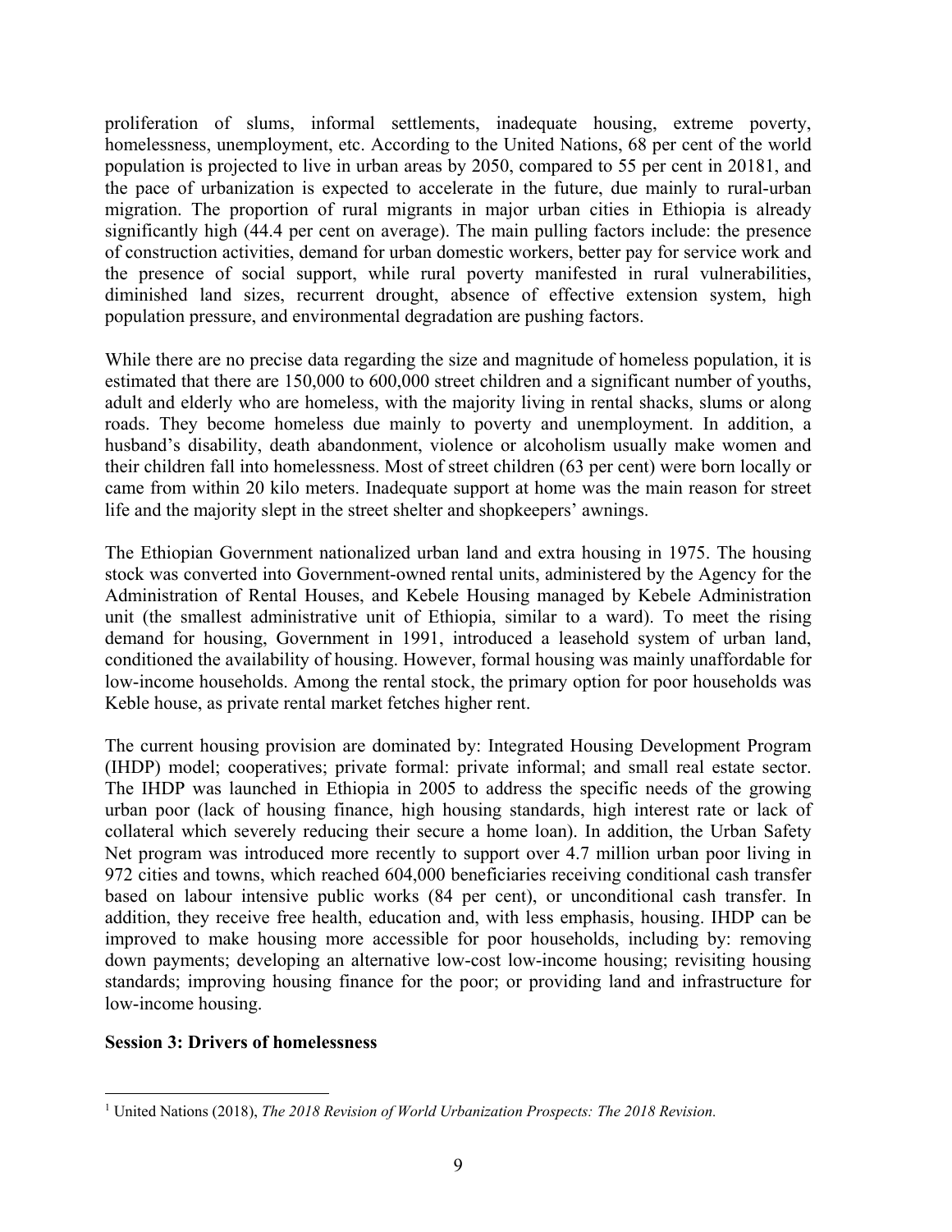proliferation of slums, informal settlements, inadequate housing, extreme poverty, homelessness, unemployment, etc. According to the United Nations, 68 per cent of the world population is projected to live in urban areas by 2050, compared to 55 per cent in 2018[1], and the pace of urbanization is expected to accelerate in the future, due mainly to rural-urban migration. The proportion of rural migrants in major urban cities in Ethiopia is already significantly high (44.4 per cent on average). The main pulling factors include: the presence of construction activities, demand for urban domestic workers, better pay for service work and the presence of social support, while rural poverty manifested in rural vulnerabilities, diminished land sizes, recurrent drought, absence of effective extension system, high population pressure, and environmental degradation are pushing factors.

While there are no precise data regarding the size and magnitude of homeless population, it is estimated that there are 150,000 to 600,000 street children and a significant number of youths, adult and elderly who are homeless, with the majority living in rental shacks, slums or along roads. They become homeless due mainly to poverty and unemployment. In addition, a husband's disability, death abandonment, violence or alcoholism usually make women and their children fall into homelessness. Most of street children (63 per cent) were born locally or came from within 20 kilo meters. Inadequate support at home was the main reason for street life and the majority slept in the street shelter and shopkeepers' awnings.

The Ethiopian Government nationalized urban land and extra housing in 1975. The housing stock was converted into Government-owned rental units, administered by the Agency for the Administration of Rental Houses, and Kebele Housing managed by Kebele Administration unit (the smallest administrative unit of Ethiopia, similar to a ward). To meet the rising demand for housing, Government in 1991, introduced a leasehold system of urban land, conditioned the availability of housing. However, formal housing was mainly unaffordable for low-income households. Among the rental stock, the primary option for poor households was Keble house, as private rental market fetches higher rent.

The current housing provision are dominated by: Integrated Housing Development Program (IHDP) model; cooperatives; private formal: private informal; and small real estate sector. The IHDP was launched in Ethiopia in 2005 to address the specific needs of the growing urban poor (lack of housing finance, high housing standards, high interest rate or lack of collateral which severely reducing their secure a home loan). In addition, the Urban Safety Net program was introduced more recently to support over 4.7 million urban poor living in 972 cities and towns, which reached 604,000 beneficiaries receiving conditional cash transfer based on labour intensive public works (84 per cent), or unconditional cash transfer. In addition, they receive free health, education and, with less emphasis, housing. IHDP can be improved to make housing more accessible for poor households, including by: removing down payments; developing an alternative low-cost low-income housing; revisiting housing standards; improving housing finance for the poor; or providing land and infrastructure for low-income housing.

**Session 3: Drivers of homelessness**

[1] United Nations (2018), *The 2018 Revision of World Urbanization Prospects: The 2018 Revision.*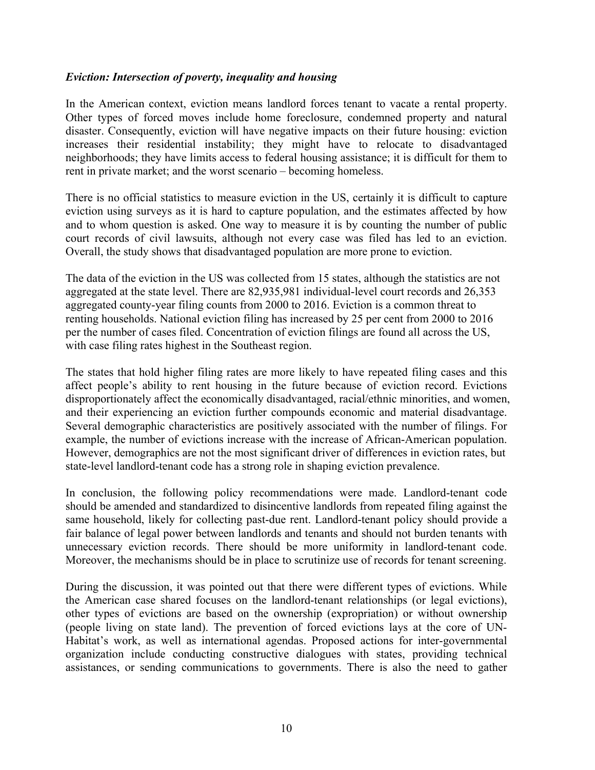*Eviction: Intersection of poverty, inequality and housing*

In the American context, eviction means landlord forces tenant to vacate a rental property. Other types of forced moves include home foreclosure, condemned property and natural disaster. Consequently, eviction will have negative impacts on their future housing: eviction increases their residential instability; they might have to relocate to disadvantaged neighborhoods; they have limits access to federal housing assistance; it is difficult for them to rent in private market; and the worst scenario – becoming homeless.

There is no official statistics to measure eviction in the US, certainly it is difficult to capture eviction using surveys as it is hard to capture population, and the estimates affected by how and to whom question is asked. One way to measure it is by counting the number of public court records of civil lawsuits, although not every case was filed has led to an eviction. Overall, the study shows that disadvantaged population are more prone to eviction.

The data of the eviction in the US was collected from 15 states, although the statistics are not aggregated at the state level. There are 82,935,981 individual-level court records and 26,353 aggregated county-year filing counts from 2000 to 2016. Eviction is a common threat to renting households. National eviction filing has increased by 25 per cent from 2000 to 2016 per the number of cases filed. Concentration of eviction filings are found all across the US, with case filing rates highest in the Southeast region.

The states that hold higher filing rates are more likely to have repeated filing cases and this affect people's ability to rent housing in the future because of eviction record. Evictions disproportionately affect the economically disadvantaged, racial/ethnic minorities, and women, and their experiencing an eviction further compounds economic and material disadvantage. Several demographic characteristics are positively associated with the number of filings. For example, the number of evictions increase with the increase of African-American population. However, demographics are not the most significant driver of differences in eviction rates, but state-level landlord-tenant code has a strong role in shaping eviction prevalence.

In conclusion, the following policy recommendations were made. Landlord-tenant code should be amended and standardized to disincentive landlords from repeated filing against the same household, likely for collecting past-due rent. Landlord-tenant policy should provide a fair balance of legal power between landlords and tenants and should not burden tenants with unnecessary eviction records. There should be more uniformity in landlord-tenant code. Moreover, the mechanisms should be in place to scrutinize use of records for tenant screening.

During the discussion, it was pointed out that there were different types of evictions. While the American case shared focuses on the landlord-tenant relationships (or legal evictions), other types of evictions are based on the ownership (expropriation) or without ownership (people living on state land). The prevention of forced evictions lays at the core of UN-Habitat's work, as well as international agendas. Proposed actions for inter-governmental organization include conducting constructive dialogues with states, providing technical assistances, or sending communications to governments. There is also the need to gather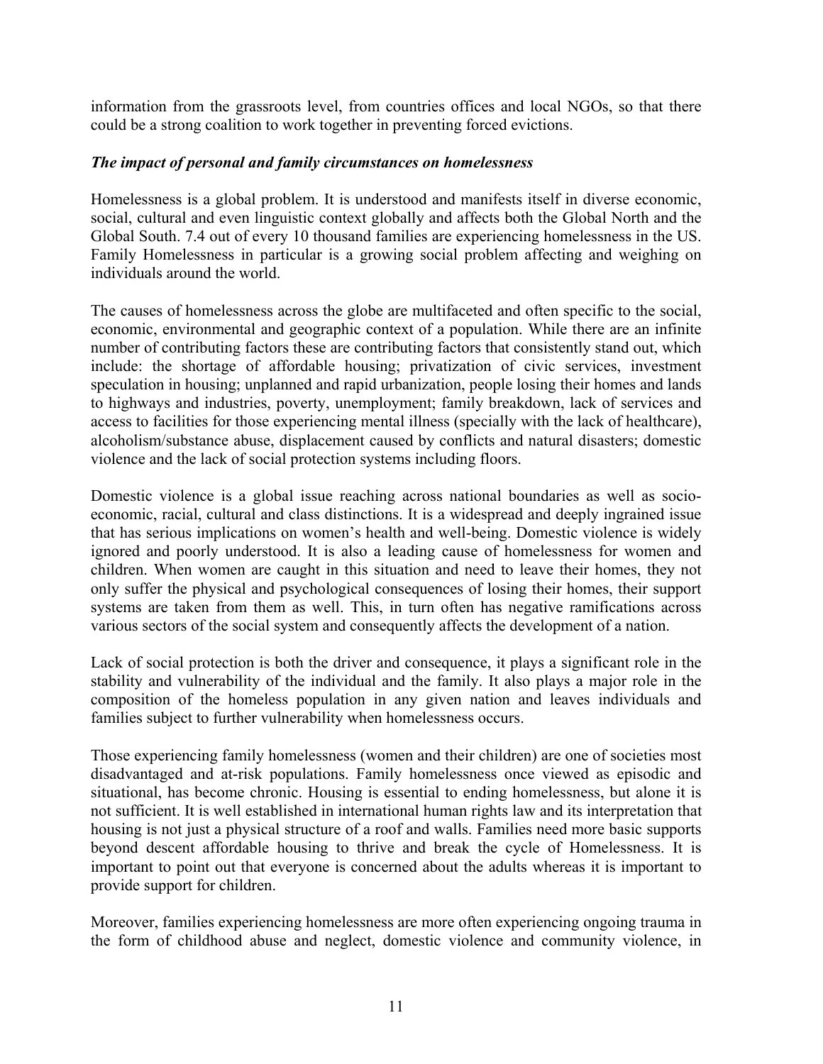information from the grassroots level, from countries offices and local NGOs, so that there could be a strong coalition to work together in preventing forced evictions.

### *The impact of personal and family circumstances on homelessness*

Homelessness is a global problem. It is understood and manifests itself in diverse economic, social, cultural and even linguistic context globally and affects both the Global North and the Global South. 7.4 out of every 10 thousand families are experiencing homelessness in the US. Family Homelessness in particular is a growing social problem affecting and weighing on individuals around the world.

The causes of homelessness across the globe are multifaceted and often specific to the social, economic, environmental and geographic context of a population. While there are an infinite number of contributing factors these are contributing factors that consistently stand out, which include: the shortage of affordable housing; privatization of civic services, investment speculation in housing; unplanned and rapid urbanization, people losing their homes and lands to highways and industries, poverty, unemployment; family breakdown, lack of services and access to facilities for those experiencing mental illness (specially with the lack of healthcare), alcoholism/substance abuse, displacement caused by conflicts and natural disasters; domestic violence and the lack of social protection systems including floors.

Domestic violence is a global issue reaching across national boundaries as well as socio-economic, racial, cultural and class distinctions. It is a widespread and deeply ingrained issue that has serious implications on women's health and well-being. Domestic violence is widely ignored and poorly understood. It is also a leading cause of homelessness for women and children. When women are caught in this situation and need to leave their homes, they not only suffer the physical and psychological consequences of losing their homes, their support systems are taken from them as well. This, in turn often has negative ramifications across various sectors of the social system and consequently affects the development of a nation.

Lack of social protection is both the driver and consequence, it plays a significant role in the stability and vulnerability of the individual and the family. It also plays a major role in the composition of the homeless population in any given nation and leaves individuals and families subject to further vulnerability when homelessness occurs.

Those experiencing family homelessness (women and their children) are one of societies most disadvantaged and at-risk populations. Family homelessness once viewed as episodic and situational, has become chronic. Housing is essential to ending homelessness, but alone it is not sufficient. It is well established in international human rights law and its interpretation that housing is not just a physical structure of a roof and walls. Families need more basic supports beyond descent affordable housing to thrive and break the cycle of Homelessness. It is important to point out that everyone is concerned about the adults whereas it is important to provide support for children.

Moreover, families experiencing homelessness are more often experiencing ongoing trauma in the form of childhood abuse and neglect, domestic violence and community violence, in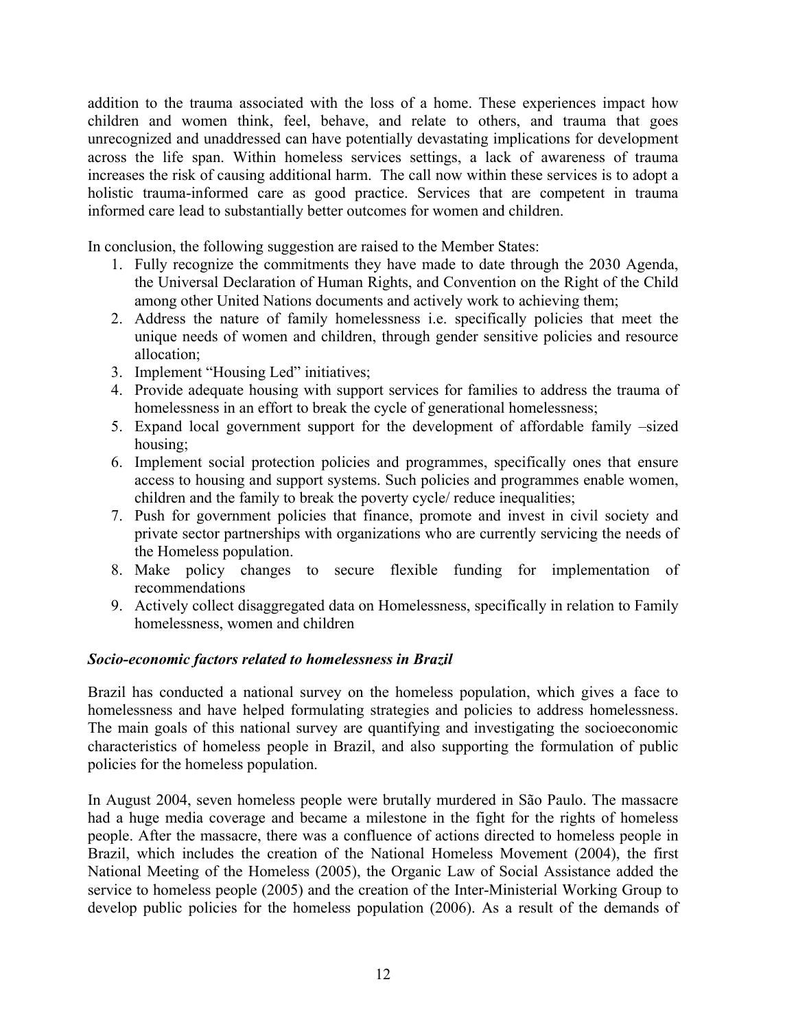addition to the trauma associated with the loss of a home. These experiences impact how children and women think, feel, behave, and relate to others, and trauma that goes unrecognized and unaddressed can have potentially devastating implications for development across the life span. Within homeless services settings, a lack of awareness of trauma increases the risk of causing additional harm. The call now within these services is to adopt a holistic trauma-informed care as good practice. Services that are competent in trauma informed care lead to substantially better outcomes for women and children.

In conclusion, the following suggestion are raised to the Member States:

1. Fully recognize the commitments they have made to date through the 2030 Agenda, the Universal Declaration of Human Rights, and Convention on the Right of the Child among other United Nations documents and actively work to achieving them;
2. Address the nature of family homelessness i.e. specifically policies that meet the unique needs of women and children, through gender sensitive policies and resource allocation;
3. Implement "Housing Led" initiatives;
4. Provide adequate housing with support services for families to address the trauma of homelessness in an effort to break the cycle of generational homelessness;
5. Expand local government support for the development of affordable family –sized housing;
6. Implement social protection policies and programmes, specifically ones that ensure access to housing and support systems. Such policies and programmes enable women, children and the family to break the poverty cycle/ reduce inequalities;
7. Push for government policies that finance, promote and invest in civil society and private sector partnerships with organizations who are currently servicing the needs of the Homeless population.
8. Make policy changes to secure flexible funding for implementation of recommendations
9. Actively collect disaggregated data on Homelessness, specifically in relation to Family homelessness, women and children

***Socio-economic factors related to homelessness in Brazil***

Brazil has conducted a national survey on the homeless population, which gives a face to homelessness and have helped formulating strategies and policies to address homelessness. The main goals of this national survey are quantifying and investigating the socioeconomic characteristics of homeless people in Brazil, and also supporting the formulation of public policies for the homeless population.

In August 2004, seven homeless people were brutally murdered in São Paulo. The massacre had a huge media coverage and became a milestone in the fight for the rights of homeless people. After the massacre, there was a confluence of actions directed to homeless people in Brazil, which includes the creation of the National Homeless Movement (2004), the first National Meeting of the Homeless (2005), the Organic Law of Social Assistance added the service to homeless people (2005) and the creation of the Inter-Ministerial Working Group to develop public policies for the homeless population (2006). As a result of the demands of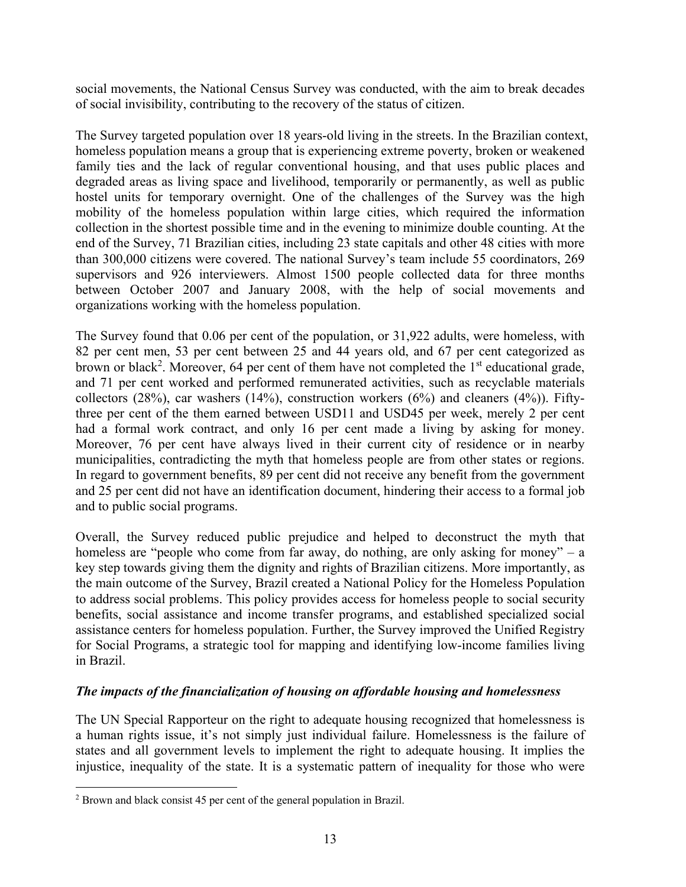social movements, the National Census Survey was conducted, with the aim to break decades of social invisibility, contributing to the recovery of the status of citizen.

The Survey targeted population over 18 years-old living in the streets. In the Brazilian context, homeless population means a group that is experiencing extreme poverty, broken or weakened family ties and the lack of regular conventional housing, and that uses public places and degraded areas as living space and livelihood, temporarily or permanently, as well as public hostel units for temporary overnight. One of the challenges of the Survey was the high mobility of the homeless population within large cities, which required the information collection in the shortest possible time and in the evening to minimize double counting. At the end of the Survey, 71 Brazilian cities, including 23 state capitals and other 48 cities with more than 300,000 citizens were covered. The national Survey's team include 55 coordinators, 269 supervisors and 926 interviewers. Almost 1500 people collected data for three months between October 2007 and January 2008, with the help of social movements and organizations working with the homeless population.

The Survey found that 0.06 per cent of the population, or 31,922 adults, were homeless, with 82 per cent men, 53 per cent between 25 and 44 years old, and 67 per cent categorized as brown or black[2]. Moreover, 64 per cent of them have not completed the 1st educational grade, and 71 per cent worked and performed remunerated activities, such as recyclable materials collectors (28%), car washers (14%), construction workers (6%) and cleaners (4%)). Fifty-three per cent of the them earned between USD11 and USD45 per week, merely 2 per cent had a formal work contract, and only 16 per cent made a living by asking for money. Moreover, 76 per cent have always lived in their current city of residence or in nearby municipalities, contradicting the myth that homeless people are from other states or regions. In regard to government benefits, 89 per cent did not receive any benefit from the government and 25 per cent did not have an identification document, hindering their access to a formal job and to public social programs.

Overall, the Survey reduced public prejudice and helped to deconstruct the myth that homeless are "people who come from far away, do nothing, are only asking for money" – a key step towards giving them the dignity and rights of Brazilian citizens. More importantly, as the main outcome of the Survey, Brazil created a National Policy for the Homeless Population to address social problems. This policy provides access for homeless people to social security benefits, social assistance and income transfer programs, and established specialized social assistance centers for homeless population. Further, the Survey improved the Unified Registry for Social Programs, a strategic tool for mapping and identifying low-income families living in Brazil.

***The impacts of the financialization of housing on affordable housing and homelessness***

The UN Special Rapporteur on the right to adequate housing recognized that homelessness is a human rights issue, it's not simply just individual failure. Homelessness is the failure of states and all government levels to implement the right to adequate housing. It implies the injustice, inequality of the state. It is a systematic pattern of inequality for those who were

[2] Brown and black consist 45 per cent of the general population in Brazil.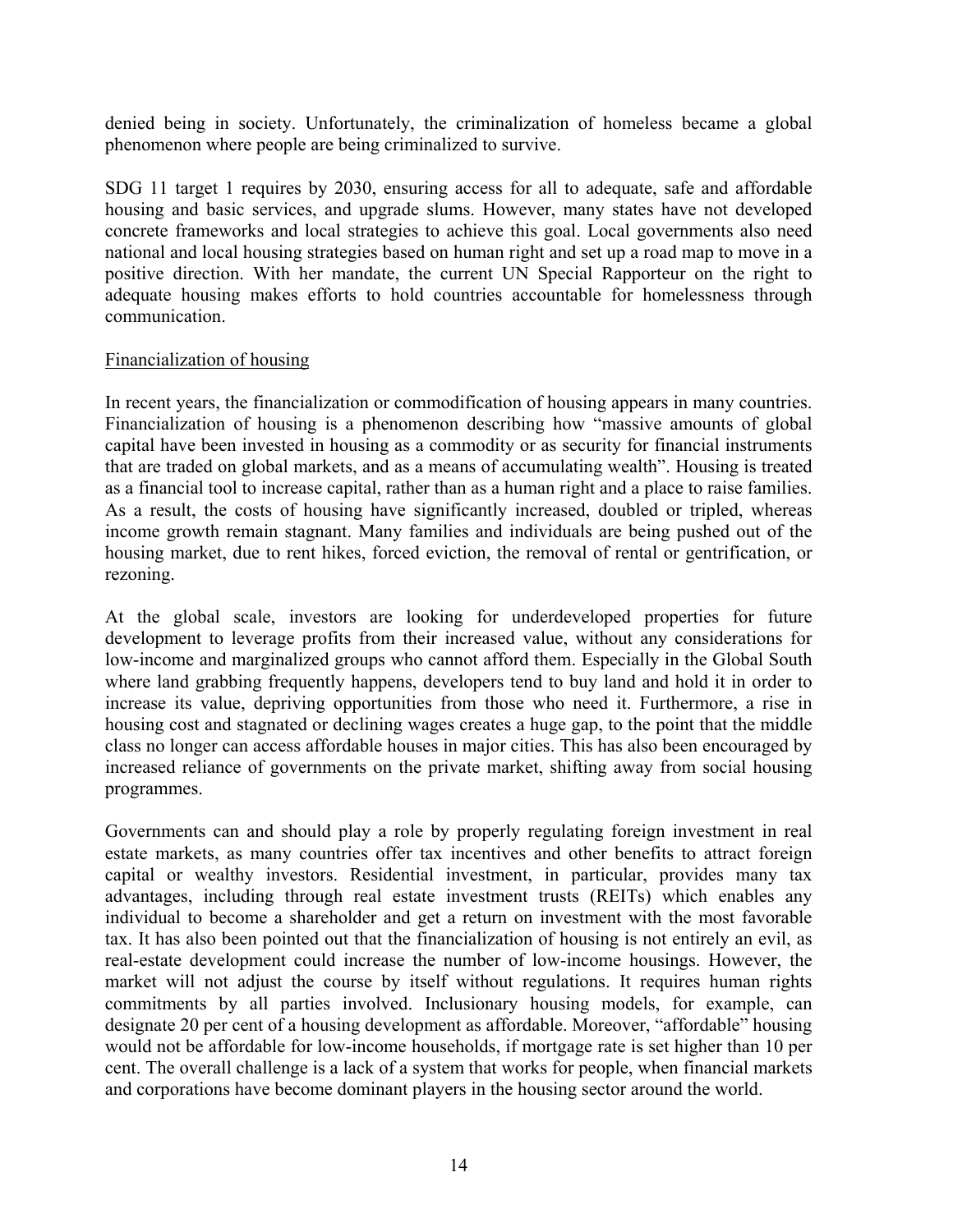denied being in society. Unfortunately, the criminalization of homeless became a global phenomenon where people are being criminalized to survive.

SDG 11 target 1 requires by 2030, ensuring access for all to adequate, safe and affordable housing and basic services, and upgrade slums. However, many states have not developed concrete frameworks and local strategies to achieve this goal. Local governments also need national and local housing strategies based on human right and set up a road map to move in a positive direction. With her mandate, the current UN Special Rapporteur on the right to adequate housing makes efforts to hold countries accountable for homelessness through communication.

<u>Financialization of housing</u>

In recent years, the financialization or commodification of housing appears in many countries. Financialization of housing is a phenomenon describing how "massive amounts of global capital have been invested in housing as a commodity or as security for financial instruments that are traded on global markets, and as a means of accumulating wealth". Housing is treated as a financial tool to increase capital, rather than as a human right and a place to raise families. As a result, the costs of housing have significantly increased, doubled or tripled, whereas income growth remain stagnant. Many families and individuals are being pushed out of the housing market, due to rent hikes, forced eviction, the removal of rental or gentrification, or rezoning.

At the global scale, investors are looking for underdeveloped properties for future development to leverage profits from their increased value, without any considerations for low-income and marginalized groups who cannot afford them. Especially in the Global South where land grabbing frequently happens, developers tend to buy land and hold it in order to increase its value, depriving opportunities from those who need it. Furthermore, a rise in housing cost and stagnated or declining wages creates a huge gap, to the point that the middle class no longer can access affordable houses in major cities. This has also been encouraged by increased reliance of governments on the private market, shifting away from social housing programmes.

Governments can and should play a role by properly regulating foreign investment in real estate markets, as many countries offer tax incentives and other benefits to attract foreign capital or wealthy investors. Residential investment, in particular, provides many tax advantages, including through real estate investment trusts (REITs) which enables any individual to become a shareholder and get a return on investment with the most favorable tax. It has also been pointed out that the financialization of housing is not entirely an evil, as real-estate development could increase the number of low-income housings. However, the market will not adjust the course by itself without regulations. It requires human rights commitments by all parties involved. Inclusionary housing models, for example, can designate 20 per cent of a housing development as affordable. Moreover, "affordable" housing would not be affordable for low-income households, if mortgage rate is set higher than 10 per cent. The overall challenge is a lack of a system that works for people, when financial markets and corporations have become dominant players in the housing sector around the world.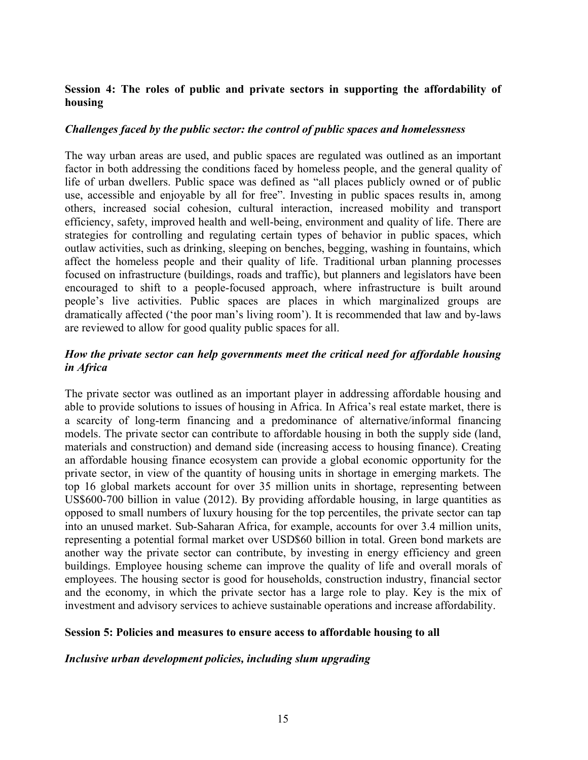**Session 4: The roles of public and private sectors in supporting the affordability of housing**

***Challenges faced by the public sector: the control of public spaces and homelessness***

The way urban areas are used, and public spaces are regulated was outlined as an important factor in both addressing the conditions faced by homeless people, and the general quality of life of urban dwellers. Public space was defined as "all places publicly owned or of public use, accessible and enjoyable by all for free". Investing in public spaces results in, among others, increased social cohesion, cultural interaction, increased mobility and transport efficiency, safety, improved health and well-being, environment and quality of life. There are strategies for controlling and regulating certain types of behavior in public spaces, which outlaw activities, such as drinking, sleeping on benches, begging, washing in fountains, which affect the homeless people and their quality of life. Traditional urban planning processes focused on infrastructure (buildings, roads and traffic), but planners and legislators have been encouraged to shift to a people-focused approach, where infrastructure is built around people's live activities. Public spaces are places in which marginalized groups are dramatically affected ('the poor man's living room'). It is recommended that law and by-laws are reviewed to allow for good quality public spaces for all.

***How the private sector can help governments meet the critical need for affordable housing in Africa***

The private sector was outlined as an important player in addressing affordable housing and able to provide solutions to issues of housing in Africa. In Africa's real estate market, there is a scarcity of long-term financing and a predominance of alternative/informal financing models. The private sector can contribute to affordable housing in both the supply side (land, materials and construction) and demand side (increasing access to housing finance). Creating an affordable housing finance ecosystem can provide a global economic opportunity for the private sector, in view of the quantity of housing units in shortage in emerging markets. The top 16 global markets account for over 35 million units in shortage, representing between US$600-700 billion in value (2012). By providing affordable housing, in large quantities as opposed to small numbers of luxury housing for the top percentiles, the private sector can tap into an unused market. Sub-Saharan Africa, for example, accounts for over 3.4 million units, representing a potential formal market over USD$60 billion in total. Green bond markets are another way the private sector can contribute, by investing in energy efficiency and green buildings. Employee housing scheme can improve the quality of life and overall morals of employees. The housing sector is good for households, construction industry, financial sector and the economy, in which the private sector has a large role to play. Key is the mix of investment and advisory services to achieve sustainable operations and increase affordability.

**Session 5: Policies and measures to ensure access to affordable housing to all**

***Inclusive urban development policies, including slum upgrading***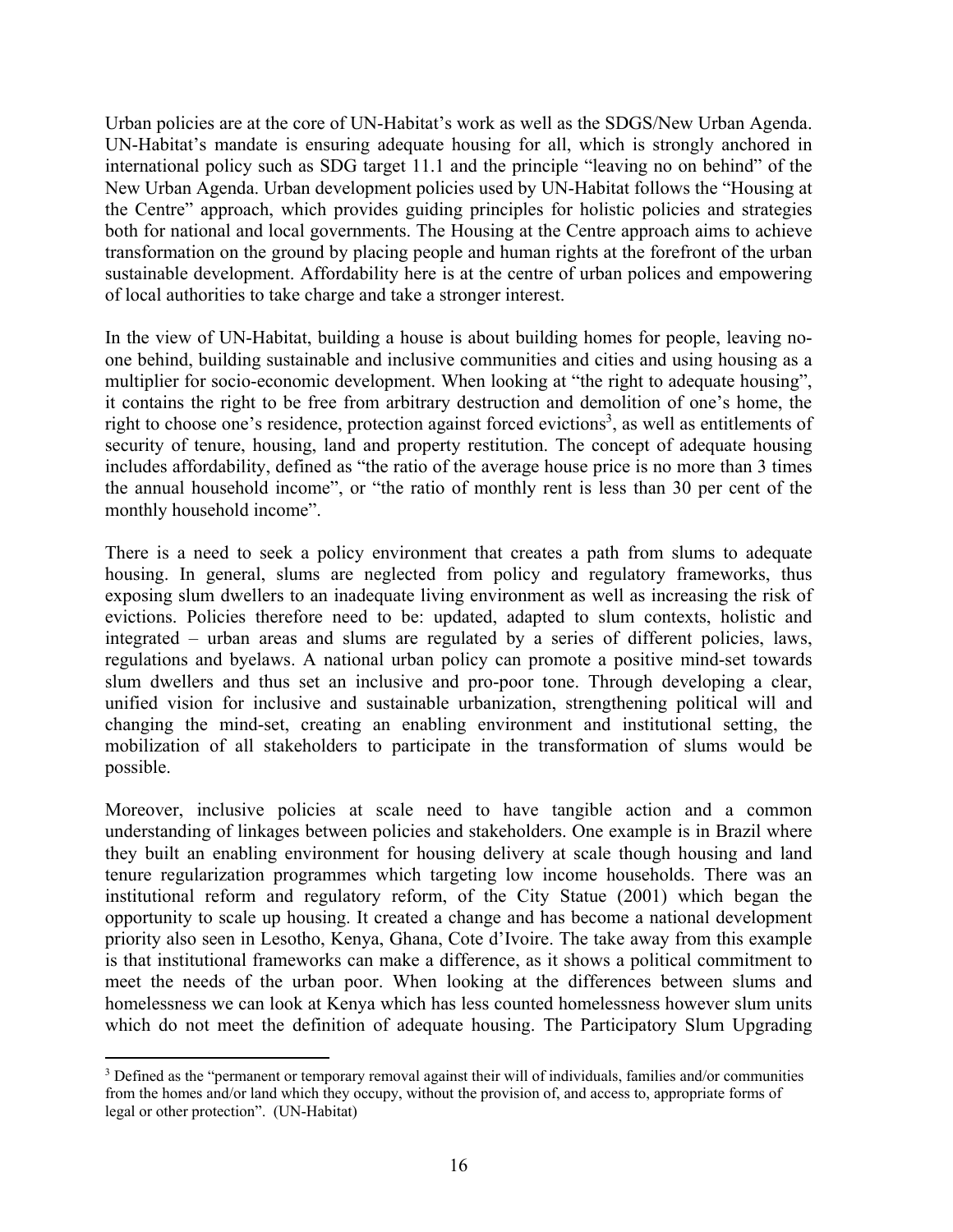Urban policies are at the core of UN-Habitat's work as well as the SDGS/New Urban Agenda. UN-Habitat's mandate is ensuring adequate housing for all, which is strongly anchored in international policy such as SDG target 11.1 and the principle "leaving no on behind" of the New Urban Agenda. Urban development policies used by UN-Habitat follows the "Housing at the Centre" approach, which provides guiding principles for holistic policies and strategies both for national and local governments. The Housing at the Centre approach aims to achieve transformation on the ground by placing people and human rights at the forefront of the urban sustainable development. Affordability here is at the centre of urban polices and empowering of local authorities to take charge and take a stronger interest.

In the view of UN-Habitat, building a house is about building homes for people, leaving no-one behind, building sustainable and inclusive communities and cities and using housing as a multiplier for socio-economic development. When looking at "the right to adequate housing", it contains the right to be free from arbitrary destruction and demolition of one's home, the right to choose one's residence, protection against forced evictions[3], as well as entitlements of security of tenure, housing, land and property restitution. The concept of adequate housing includes affordability, defined as "the ratio of the average house price is no more than 3 times the annual household income", or "the ratio of monthly rent is less than 30 per cent of the monthly household income".

There is a need to seek a policy environment that creates a path from slums to adequate housing. In general, slums are neglected from policy and regulatory frameworks, thus exposing slum dwellers to an inadequate living environment as well as increasing the risk of evictions. Policies therefore need to be: updated, adapted to slum contexts, holistic and integrated – urban areas and slums are regulated by a series of different policies, laws, regulations and byelaws. A national urban policy can promote a positive mind-set towards slum dwellers and thus set an inclusive and pro-poor tone. Through developing a clear, unified vision for inclusive and sustainable urbanization, strengthening political will and changing the mind-set, creating an enabling environment and institutional setting, the mobilization of all stakeholders to participate in the transformation of slums would be possible.

Moreover, inclusive policies at scale need to have tangible action and a common understanding of linkages between policies and stakeholders. One example is in Brazil where they built an enabling environment for housing delivery at scale though housing and land tenure regularization programmes which targeting low income households. There was an institutional reform and regulatory reform, of the City Statue (2001) which began the opportunity to scale up housing. It created a change and has become a national development priority also seen in Lesotho, Kenya, Ghana, Cote d'Ivoire. The take away from this example is that institutional frameworks can make a difference, as it shows a political commitment to meet the needs of the urban poor. When looking at the differences between slums and homelessness we can look at Kenya which has less counted homelessness however slum units which do not meet the definition of adequate housing. The Participatory Slum Upgrading

[3] Defined as the "permanent or temporary removal against their will of individuals, families and/or communities from the homes and/or land which they occupy, without the provision of, and access to, appropriate forms of legal or other protection". (UN-Habitat)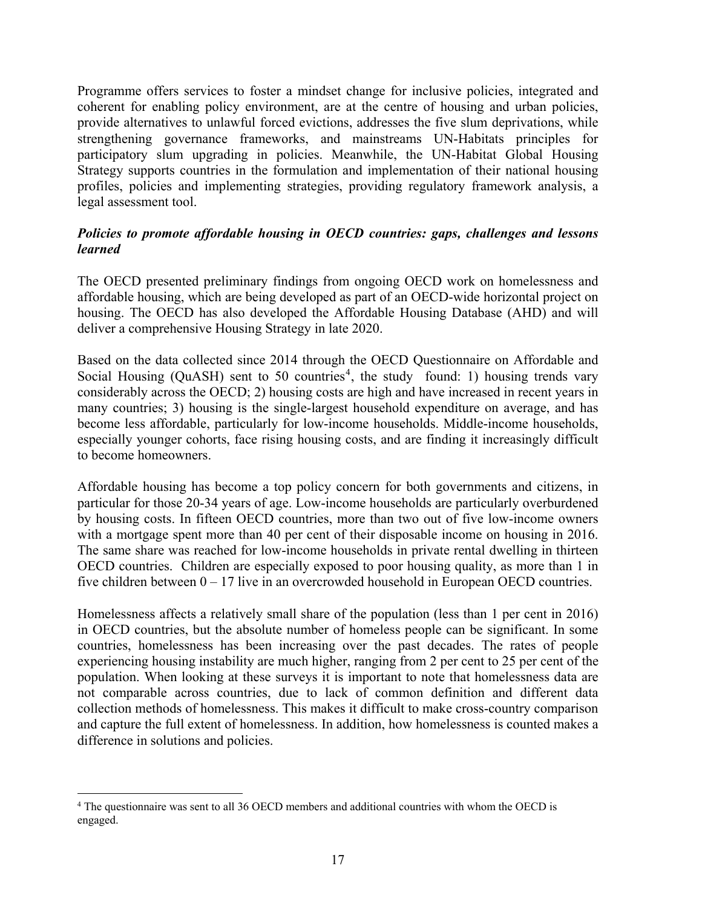Programme offers services to foster a mindset change for inclusive policies, integrated and coherent for enabling policy environment, are at the centre of housing and urban policies, provide alternatives to unlawful forced evictions, addresses the five slum deprivations, while strengthening governance frameworks, and mainstreams UN-Habitats principles for participatory slum upgrading in policies. Meanwhile, the UN-Habitat Global Housing Strategy supports countries in the formulation and implementation of their national housing profiles, policies and implementing strategies, providing regulatory framework analysis, a legal assessment tool.

***Policies to promote affordable housing in OECD countries: gaps, challenges and lessons learned***

The OECD presented preliminary findings from ongoing OECD work on homelessness and affordable housing, which are being developed as part of an OECD-wide horizontal project on housing. The OECD has also developed the Affordable Housing Database (AHD) and will deliver a comprehensive Housing Strategy in late 2020.

Based on the data collected since 2014 through the OECD Questionnaire on Affordable and Social Housing (QuASH) sent to 50 countries[4], the study found: 1) housing trends vary considerably across the OECD; 2) housing costs are high and have increased in recent years in many countries; 3) housing is the single-largest household expenditure on average, and has become less affordable, particularly for low-income households. Middle-income households, especially younger cohorts, face rising housing costs, and are finding it increasingly difficult to become homeowners.

Affordable housing has become a top policy concern for both governments and citizens, in particular for those 20-34 years of age. Low-income households are particularly overburdened by housing costs. In fifteen OECD countries, more than two out of five low-income owners with a mortgage spent more than 40 per cent of their disposable income on housing in 2016. The same share was reached for low-income households in private rental dwelling in thirteen OECD countries. Children are especially exposed to poor housing quality, as more than 1 in five children between 0 – 17 live in an overcrowded household in European OECD countries.

Homelessness affects a relatively small share of the population (less than 1 per cent in 2016) in OECD countries, but the absolute number of homeless people can be significant. In some countries, homelessness has been increasing over the past decades. The rates of people experiencing housing instability are much higher, ranging from 2 per cent to 25 per cent of the population. When looking at these surveys it is important to note that homelessness data are not comparable across countries, due to lack of common definition and different data collection methods of homelessness. This makes it difficult to make cross-country comparison and capture the full extent of homelessness. In addition, how homelessness is counted makes a difference in solutions and policies.

---

[4] The questionnaire was sent to all 36 OECD members and additional countries with whom the OECD is engaged.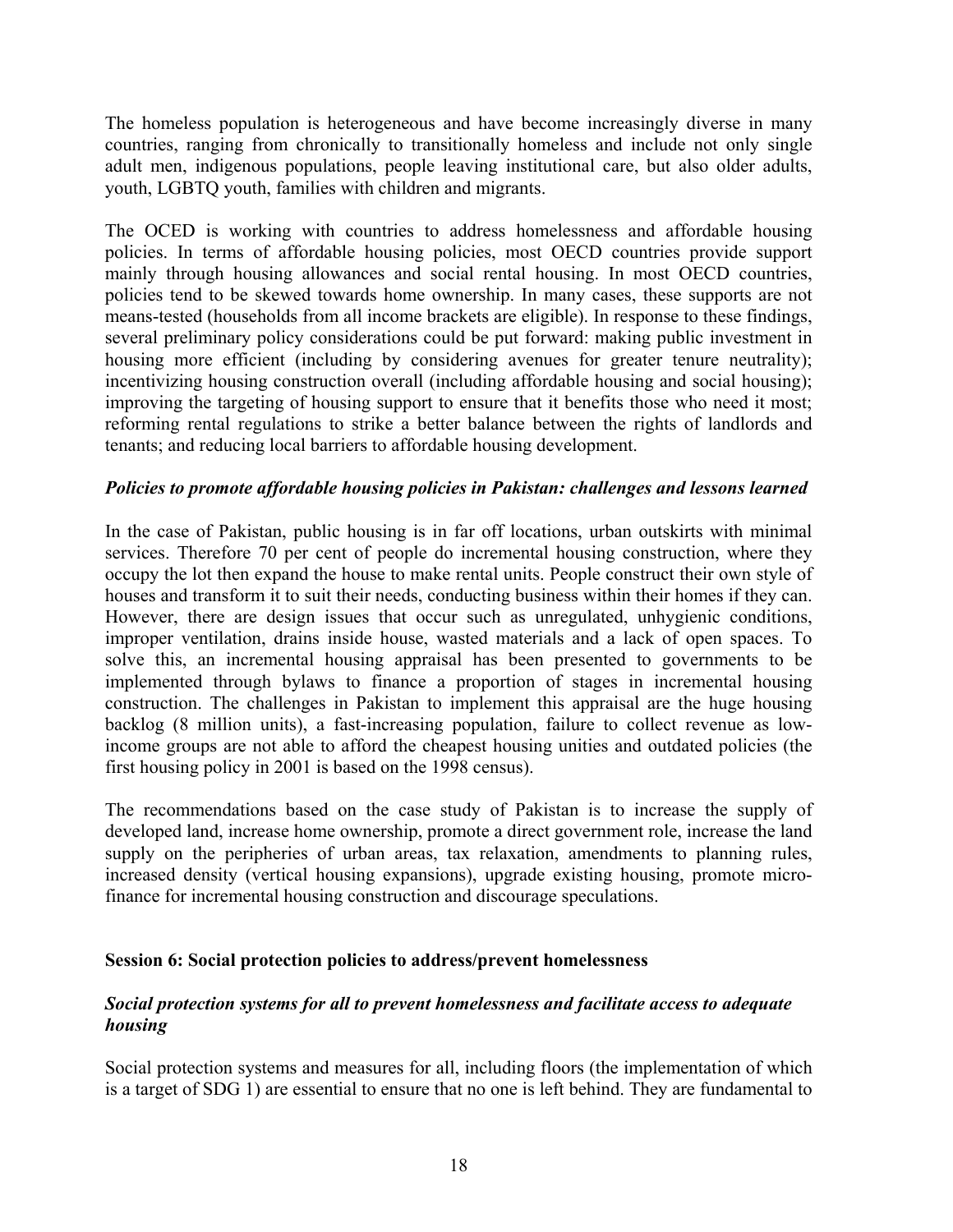The homeless population is heterogeneous and have become increasingly diverse in many countries, ranging from chronically to transitionally homeless and include not only single adult men, indigenous populations, people leaving institutional care, but also older adults, youth, LGBTQ youth, families with children and migrants.

The OCED is working with countries to address homelessness and affordable housing policies. In terms of affordable housing policies, most OECD countries provide support mainly through housing allowances and social rental housing. In most OECD countries, policies tend to be skewed towards home ownership. In many cases, these supports are not means-tested (households from all income brackets are eligible). In response to these findings, several preliminary policy considerations could be put forward: making public investment in housing more efficient (including by considering avenues for greater tenure neutrality); incentivizing housing construction overall (including affordable housing and social housing); improving the targeting of housing support to ensure that it benefits those who need it most; reforming rental regulations to strike a better balance between the rights of landlords and tenants; and reducing local barriers to affordable housing development.

***Policies to promote affordable housing policies in Pakistan: challenges and lessons learned***

In the case of Pakistan, public housing is in far off locations, urban outskirts with minimal services. Therefore 70 per cent of people do incremental housing construction, where they occupy the lot then expand the house to make rental units. People construct their own style of houses and transform it to suit their needs, conducting business within their homes if they can. However, there are design issues that occur such as unregulated, unhygienic conditions, improper ventilation, drains inside house, wasted materials and a lack of open spaces. To solve this, an incremental housing appraisal has been presented to governments to be implemented through bylaws to finance a proportion of stages in incremental housing construction. The challenges in Pakistan to implement this appraisal are the huge housing backlog (8 million units), a fast-increasing population, failure to collect revenue as low-income groups are not able to afford the cheapest housing unities and outdated policies (the first housing policy in 2001 is based on the 1998 census).

The recommendations based on the case study of Pakistan is to increase the supply of developed land, increase home ownership, promote a direct government role, increase the land supply on the peripheries of urban areas, tax relaxation, amendments to planning rules, increased density (vertical housing expansions), upgrade existing housing, promote micro-finance for incremental housing construction and discourage speculations.

**Session 6: Social protection policies to address/prevent homelessness**

***Social protection systems for all to prevent homelessness and facilitate access to adequate housing***

Social protection systems and measures for all, including floors (the implementation of which is a target of SDG 1) are essential to ensure that no one is left behind. They are fundamental to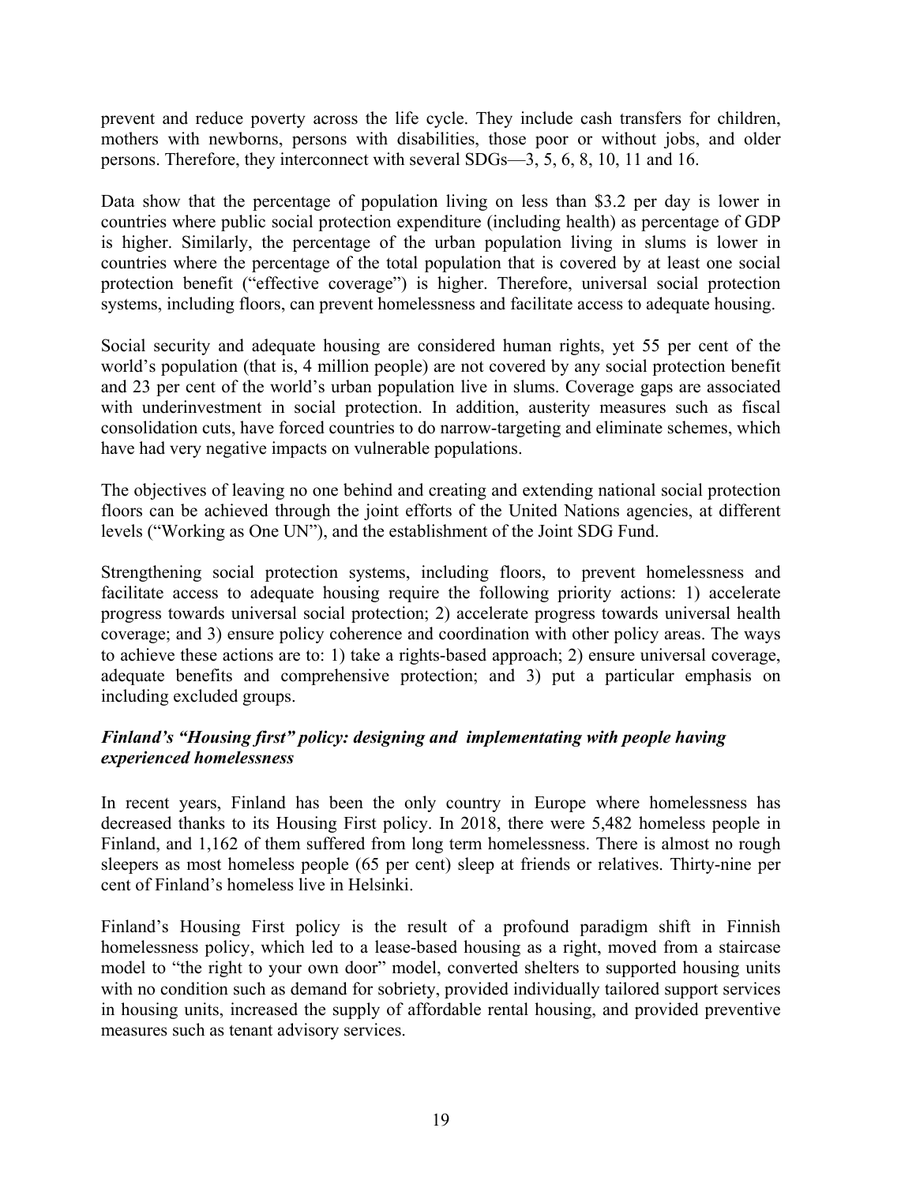prevent and reduce poverty across the life cycle. They include cash transfers for children, mothers with newborns, persons with disabilities, those poor or without jobs, and older persons. Therefore, they interconnect with several SDGs—3, 5, 6, 8, 10, 11 and 16.

Data show that the percentage of population living on less than $3.2 per day is lower in countries where public social protection expenditure (including health) as percentage of GDP is higher. Similarly, the percentage of the urban population living in slums is lower in countries where the percentage of the total population that is covered by at least one social protection benefit ("effective coverage") is higher. Therefore, universal social protection systems, including floors, can prevent homelessness and facilitate access to adequate housing.

Social security and adequate housing are considered human rights, yet 55 per cent of the world's population (that is, 4 million people) are not covered by any social protection benefit and 23 per cent of the world's urban population live in slums. Coverage gaps are associated with underinvestment in social protection. In addition, austerity measures such as fiscal consolidation cuts, have forced countries to do narrow-targeting and eliminate schemes, which have had very negative impacts on vulnerable populations.

The objectives of leaving no one behind and creating and extending national social protection floors can be achieved through the joint efforts of the United Nations agencies, at different levels ("Working as One UN"), and the establishment of the Joint SDG Fund.

Strengthening social protection systems, including floors, to prevent homelessness and facilitate access to adequate housing require the following priority actions: 1) accelerate progress towards universal social protection; 2) accelerate progress towards universal health coverage; and 3) ensure policy coherence and coordination with other policy areas. The ways to achieve these actions are to: 1) take a rights-based approach; 2) ensure universal coverage, adequate benefits and comprehensive protection; and 3) put a particular emphasis on including excluded groups.

***Finland's "Housing first" policy: designing and implementating with people having experienced homelessness***

In recent years, Finland has been the only country in Europe where homelessness has decreased thanks to its Housing First policy. In 2018, there were 5,482 homeless people in Finland, and 1,162 of them suffered from long term homelessness. There is almost no rough sleepers as most homeless people (65 per cent) sleep at friends or relatives. Thirty-nine per cent of Finland's homeless live in Helsinki.

Finland's Housing First policy is the result of a profound paradigm shift in Finnish homelessness policy, which led to a lease-based housing as a right, moved from a staircase model to "the right to your own door" model, converted shelters to supported housing units with no condition such as demand for sobriety, provided individually tailored support services in housing units, increased the supply of affordable rental housing, and provided preventive measures such as tenant advisory services.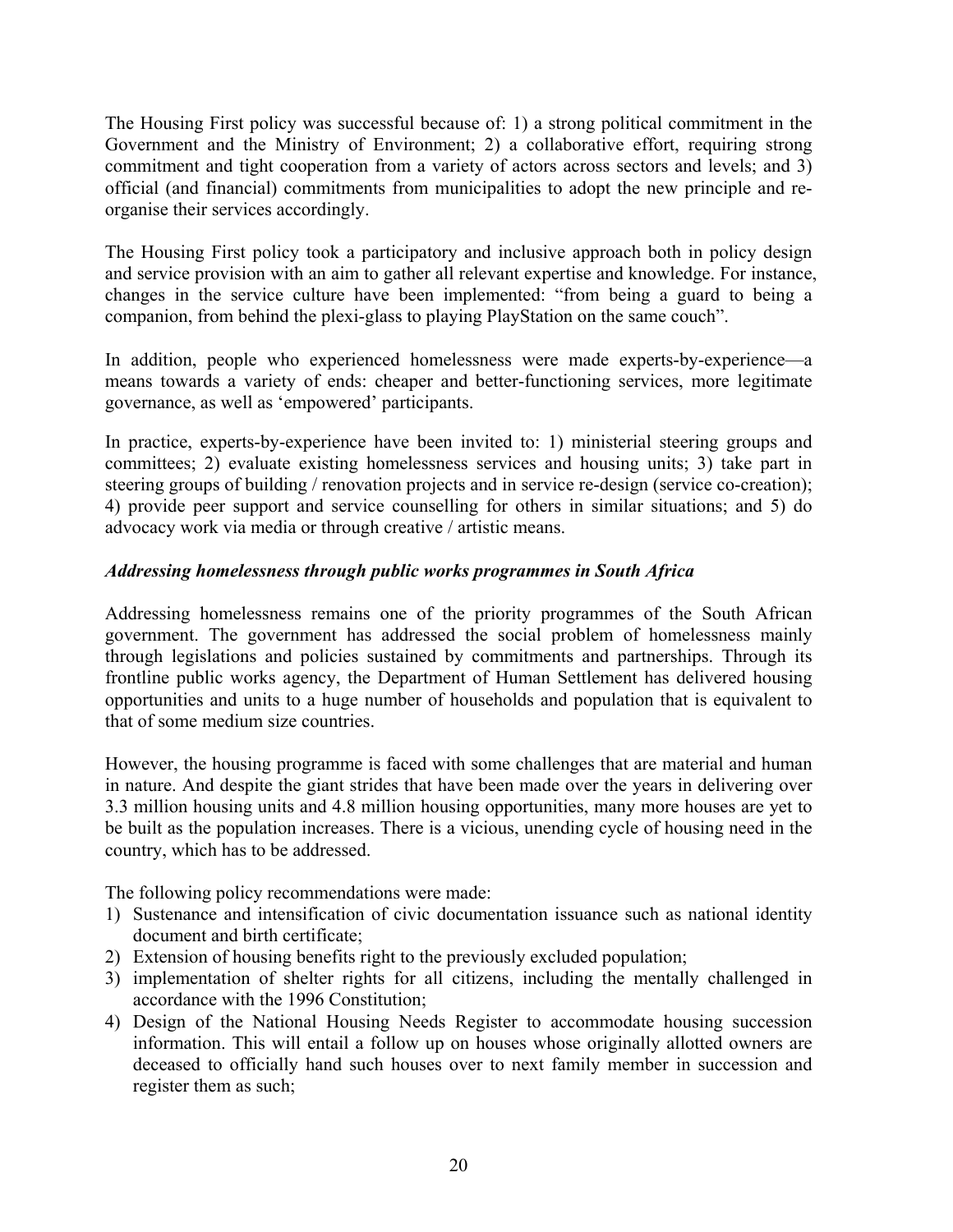The Housing First policy was successful because of: 1) a strong political commitment in the Government and the Ministry of Environment; 2) a collaborative effort, requiring strong commitment and tight cooperation from a variety of actors across sectors and levels; and 3) official (and financial) commitments from municipalities to adopt the new principle and re-organise their services accordingly.

The Housing First policy took a participatory and inclusive approach both in policy design and service provision with an aim to gather all relevant expertise and knowledge. For instance, changes in the service culture have been implemented: "from being a guard to being a companion, from behind the plexi-glass to playing PlayStation on the same couch".

In addition, people who experienced homelessness were made experts-by-experience—a means towards a variety of ends: cheaper and better-functioning services, more legitimate governance, as well as 'empowered' participants.

In practice, experts-by-experience have been invited to: 1) ministerial steering groups and committees; 2) evaluate existing homelessness services and housing units; 3) take part in steering groups of building / renovation projects and in service re-design (service co-creation); 4) provide peer support and service counselling for others in similar situations; and 5) do advocacy work via media or through creative / artistic means.

***Addressing homelessness through public works programmes in South Africa***

Addressing homelessness remains one of the priority programmes of the South African government. The government has addressed the social problem of homelessness mainly through legislations and policies sustained by commitments and partnerships. Through its frontline public works agency, the Department of Human Settlement has delivered housing opportunities and units to a huge number of households and population that is equivalent to that of some medium size countries.

However, the housing programme is faced with some challenges that are material and human in nature. And despite the giant strides that have been made over the years in delivering over 3.3 million housing units and 4.8 million housing opportunities, many more houses are yet to be built as the population increases. There is a vicious, unending cycle of housing need in the country, which has to be addressed.

The following policy recommendations were made:

1) Sustenance and intensification of civic documentation issuance such as national identity document and birth certificate;
2) Extension of housing benefits right to the previously excluded population;
3) implementation of shelter rights for all citizens, including the mentally challenged in accordance with the 1996 Constitution;
4) Design of the National Housing Needs Register to accommodate housing succession information. This will entail a follow up on houses whose originally allotted owners are deceased to officially hand such houses over to next family member in succession and register them as such;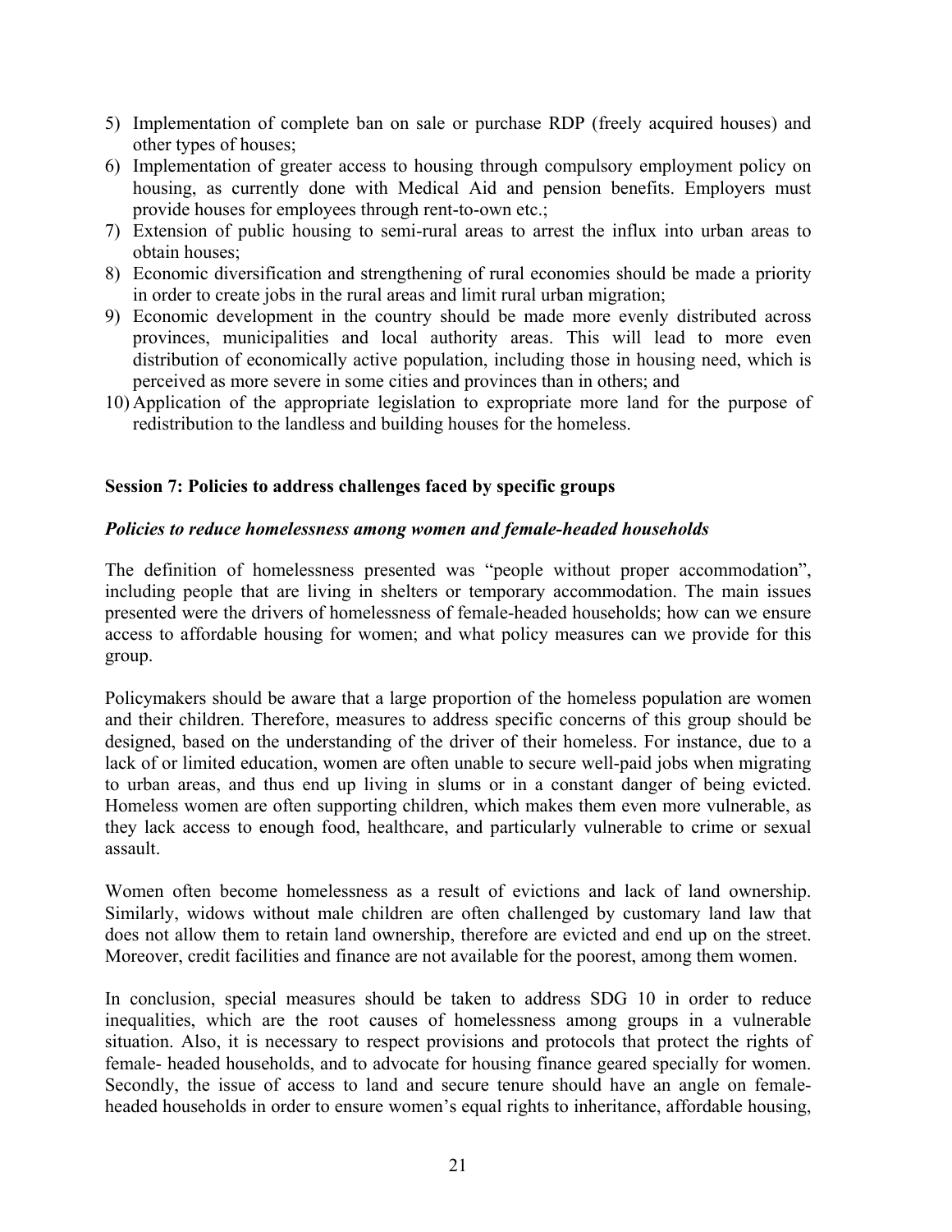5) Implementation of complete ban on sale or purchase RDP (freely acquired houses) and other types of houses;
6) Implementation of greater access to housing through compulsory employment policy on housing, as currently done with Medical Aid and pension benefits. Employers must provide houses for employees through rent-to-own etc.;
7) Extension of public housing to semi-rural areas to arrest the influx into urban areas to obtain houses;
8) Economic diversification and strengthening of rural economies should be made a priority in order to create jobs in the rural areas and limit rural urban migration;
9) Economic development in the country should be made more evenly distributed across provinces, municipalities and local authority areas. This will lead to more even distribution of economically active population, including those in housing need, which is perceived as more severe in some cities and provinces than in others; and
10) Application of the appropriate legislation to expropriate more land for the purpose of redistribution to the landless and building houses for the homeless.

**Session 7: Policies to address challenges faced by specific groups**

***Policies to reduce homelessness among women and female-headed households***

The definition of homelessness presented was "people without proper accommodation", including people that are living in shelters or temporary accommodation. The main issues presented were the drivers of homelessness of female-headed households; how can we ensure access to affordable housing for women; and what policy measures can we provide for this group.

Policymakers should be aware that a large proportion of the homeless population are women and their children. Therefore, measures to address specific concerns of this group should be designed, based on the understanding of the driver of their homeless. For instance, due to a lack of or limited education, women are often unable to secure well-paid jobs when migrating to urban areas, and thus end up living in slums or in a constant danger of being evicted. Homeless women are often supporting children, which makes them even more vulnerable, as they lack access to enough food, healthcare, and particularly vulnerable to crime or sexual assault.

Women often become homelessness as a result of evictions and lack of land ownership. Similarly, widows without male children are often challenged by customary land law that does not allow them to retain land ownership, therefore are evicted and end up on the street. Moreover, credit facilities and finance are not available for the poorest, among them women.

In conclusion, special measures should be taken to address SDG 10 in order to reduce inequalities, which are the root causes of homelessness among groups in a vulnerable situation. Also, it is necessary to respect provisions and protocols that protect the rights of female- headed households, and to advocate for housing finance geared specially for women. Secondly, the issue of access to land and secure tenure should have an angle on female-headed households in order to ensure women's equal rights to inheritance, affordable housing,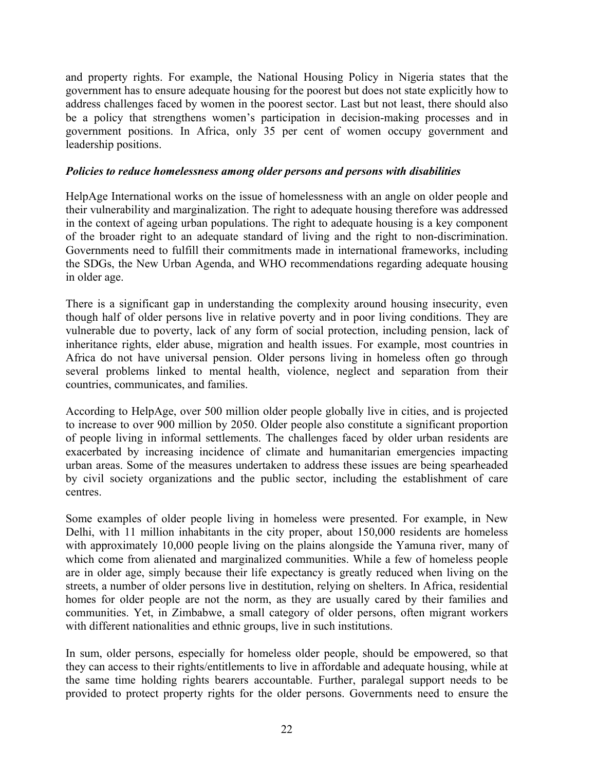and property rights. For example, the National Housing Policy in Nigeria states that the government has to ensure adequate housing for the poorest but does not state explicitly how to address challenges faced by women in the poorest sector. Last but not least, there should also be a policy that strengthens women's participation in decision-making processes and in government positions. In Africa, only 35 per cent of women occupy government and leadership positions.

***Policies to reduce homelessness among older persons and persons with disabilities***

HelpAge International works on the issue of homelessness with an angle on older people and their vulnerability and marginalization. The right to adequate housing therefore was addressed in the context of ageing urban populations. The right to adequate housing is a key component of the broader right to an adequate standard of living and the right to non-discrimination. Governments need to fulfill their commitments made in international frameworks, including the SDGs, the New Urban Agenda, and WHO recommendations regarding adequate housing in older age.

There is a significant gap in understanding the complexity around housing insecurity, even though half of older persons live in relative poverty and in poor living conditions. They are vulnerable due to poverty, lack of any form of social protection, including pension, lack of inheritance rights, elder abuse, migration and health issues. For example, most countries in Africa do not have universal pension. Older persons living in homeless often go through several problems linked to mental health, violence, neglect and separation from their countries, communicates, and families.

According to HelpAge, over 500 million older people globally live in cities, and is projected to increase to over 900 million by 2050. Older people also constitute a significant proportion of people living in informal settlements. The challenges faced by older urban residents are exacerbated by increasing incidence of climate and humanitarian emergencies impacting urban areas. Some of the measures undertaken to address these issues are being spearheaded by civil society organizations and the public sector, including the establishment of care centres.

Some examples of older people living in homeless were presented. For example, in New Delhi, with 11 million inhabitants in the city proper, about 150,000 residents are homeless with approximately 10,000 people living on the plains alongside the Yamuna river, many of which come from alienated and marginalized communities. While a few of homeless people are in older age, simply because their life expectancy is greatly reduced when living on the streets, a number of older persons live in destitution, relying on shelters. In Africa, residential homes for older people are not the norm, as they are usually cared by their families and communities. Yet, in Zimbabwe, a small category of older persons, often migrant workers with different nationalities and ethnic groups, live in such institutions.

In sum, older persons, especially for homeless older people, should be empowered, so that they can access to their rights/entitlements to live in affordable and adequate housing, while at the same time holding rights bearers accountable. Further, paralegal support needs to be provided to protect property rights for the older persons. Governments need to ensure the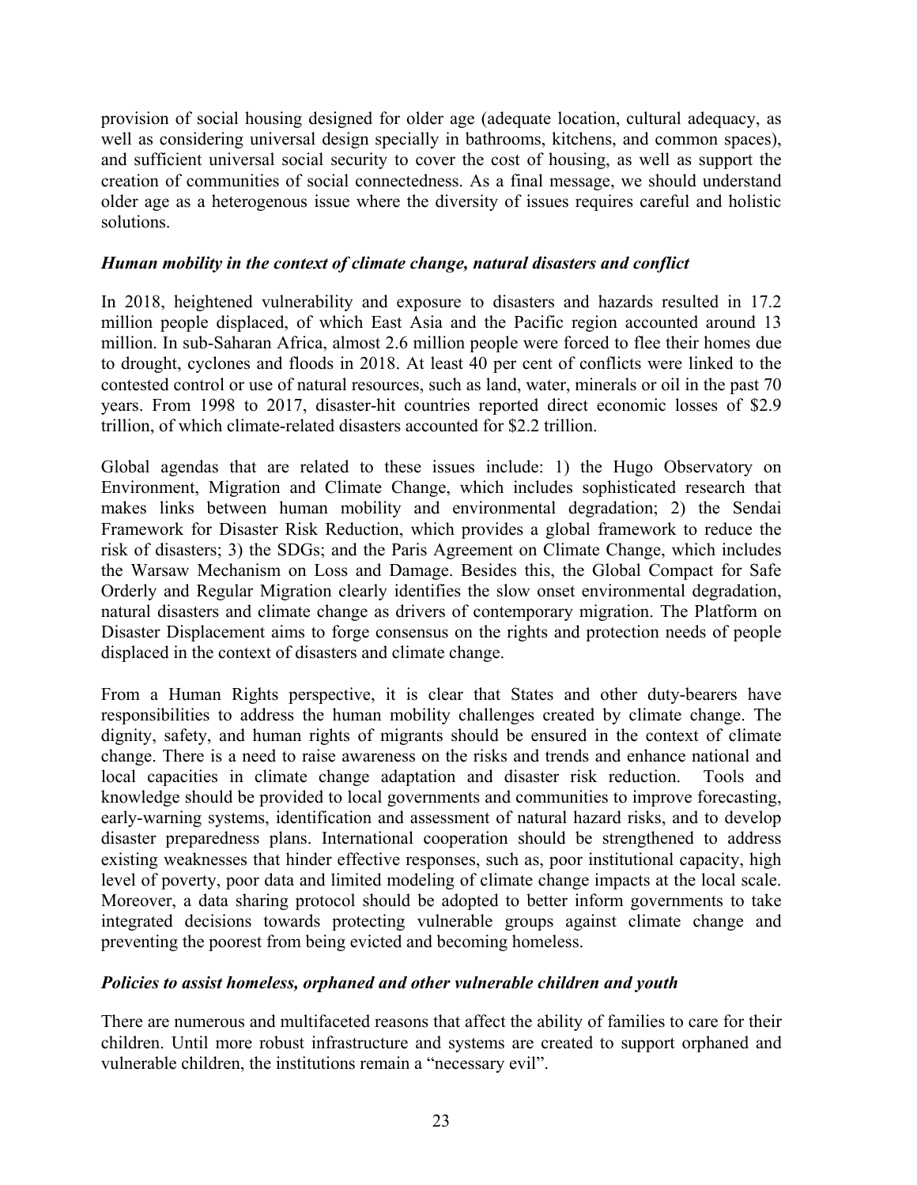provision of social housing designed for older age (adequate location, cultural adequacy, as well as considering universal design specially in bathrooms, kitchens, and common spaces), and sufficient universal social security to cover the cost of housing, as well as support the creation of communities of social connectedness. As a final message, we should understand older age as a heterogenous issue where the diversity of issues requires careful and holistic solutions.

***Human mobility in the context of climate change, natural disasters and conflict***

In 2018, heightened vulnerability and exposure to disasters and hazards resulted in 17.2 million people displaced, of which East Asia and the Pacific region accounted around 13 million. In sub-Saharan Africa, almost 2.6 million people were forced to flee their homes due to drought, cyclones and floods in 2018. At least 40 per cent of conflicts were linked to the contested control or use of natural resources, such as land, water, minerals or oil in the past 70 years. From 1998 to 2017, disaster-hit countries reported direct economic losses of $2.9 trillion, of which climate-related disasters accounted for $2.2 trillion.

Global agendas that are related to these issues include: 1) the Hugo Observatory on Environment, Migration and Climate Change, which includes sophisticated research that makes links between human mobility and environmental degradation; 2) the Sendai Framework for Disaster Risk Reduction, which provides a global framework to reduce the risk of disasters; 3) the SDGs; and the Paris Agreement on Climate Change, which includes the Warsaw Mechanism on Loss and Damage. Besides this, the Global Compact for Safe Orderly and Regular Migration clearly identifies the slow onset environmental degradation, natural disasters and climate change as drivers of contemporary migration. The Platform on Disaster Displacement aims to forge consensus on the rights and protection needs of people displaced in the context of disasters and climate change.

From a Human Rights perspective, it is clear that States and other duty-bearers have responsibilities to address the human mobility challenges created by climate change. The dignity, safety, and human rights of migrants should be ensured in the context of climate change. There is a need to raise awareness on the risks and trends and enhance national and local capacities in climate change adaptation and disaster risk reduction. Tools and knowledge should be provided to local governments and communities to improve forecasting, early-warning systems, identification and assessment of natural hazard risks, and to develop disaster preparedness plans. International cooperation should be strengthened to address existing weaknesses that hinder effective responses, such as, poor institutional capacity, high level of poverty, poor data and limited modeling of climate change impacts at the local scale. Moreover, a data sharing protocol should be adopted to better inform governments to take integrated decisions towards protecting vulnerable groups against climate change and preventing the poorest from being evicted and becoming homeless.

***Policies to assist homeless, orphaned and other vulnerable children and youth***

There are numerous and multifaceted reasons that affect the ability of families to care for their children. Until more robust infrastructure and systems are created to support orphaned and vulnerable children, the institutions remain a "necessary evil".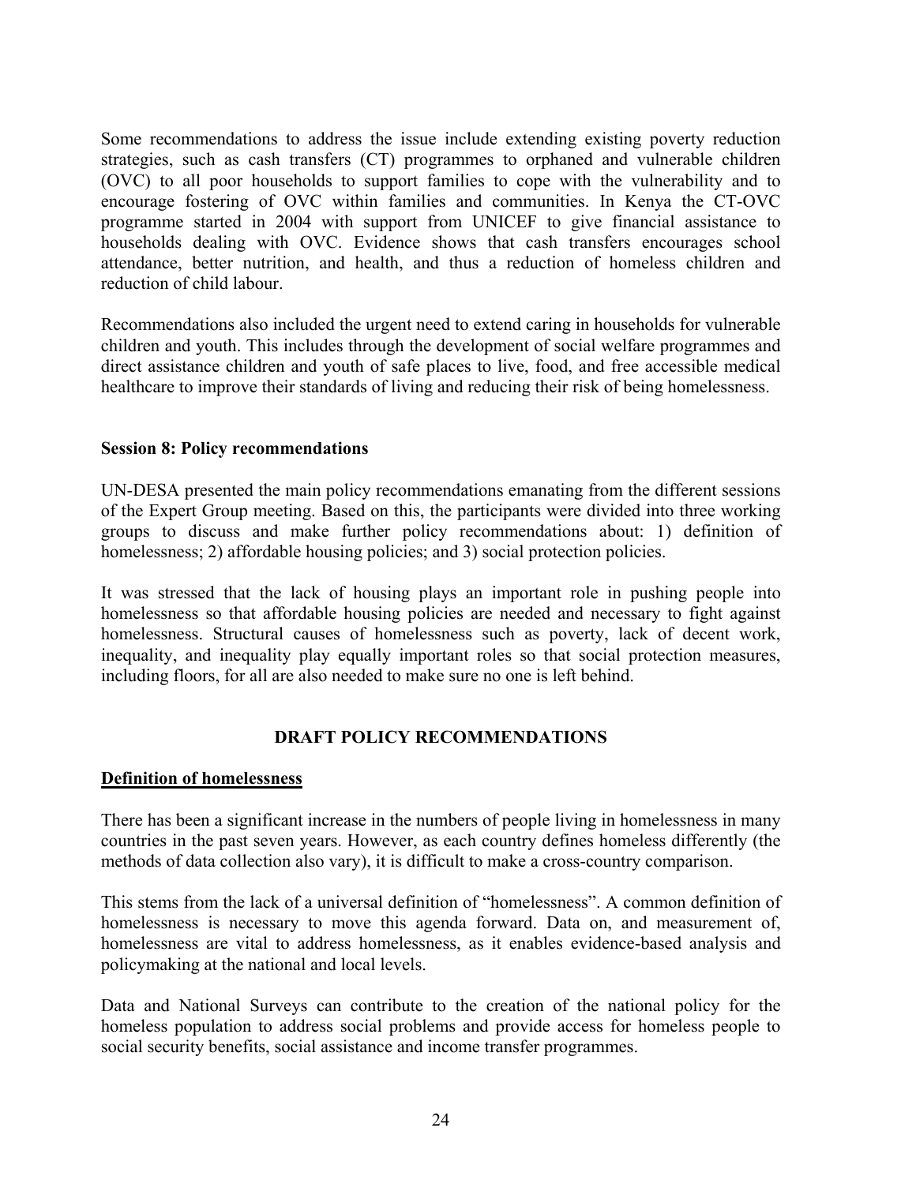Some recommendations to address the issue include extending existing poverty reduction strategies, such as cash transfers (CT) programmes to orphaned and vulnerable children (OVC) to all poor households to support families to cope with the vulnerability and to encourage fostering of OVC within families and communities. In Kenya the CT-OVC programme started in 2004 with support from UNICEF to give financial assistance to households dealing with OVC. Evidence shows that cash transfers encourages school attendance, better nutrition, and health, and thus a reduction of homeless children and reduction of child labour.

Recommendations also included the urgent need to extend caring in households for vulnerable children and youth. This includes through the development of social welfare programmes and direct assistance children and youth of safe places to live, food, and free accessible medical healthcare to improve their standards of living and reducing their risk of being homelessness.

**Session 8: Policy recommendations**

UN-DESA presented the main policy recommendations emanating from the different sessions of the Expert Group meeting. Based on this, the participants were divided into three working groups to discuss and make further policy recommendations about: 1) definition of homelessness; 2) affordable housing policies; and 3) social protection policies.

It was stressed that the lack of housing plays an important role in pushing people into homelessness so that affordable housing policies are needed and necessary to fight against homelessness. Structural causes of homelessness such as poverty, lack of decent work, inequality, and inequality play equally important roles so that social protection measures, including floors, for all are also needed to make sure no one is left behind.

## DRAFT POLICY RECOMMENDATIONS

### Definition of homelessness

There has been a significant increase in the numbers of people living in homelessness in many countries in the past seven years. However, as each country defines homeless differently (the methods of data collection also vary), it is difficult to make a cross-country comparison.

This stems from the lack of a universal definition of "homelessness". A common definition of homelessness is necessary to move this agenda forward. Data on, and measurement of, homelessness are vital to address homelessness, as it enables evidence-based analysis and policymaking at the national and local levels.

Data and National Surveys can contribute to the creation of the national policy for the homeless population to address social problems and provide access for homeless people to social security benefits, social assistance and income transfer programmes.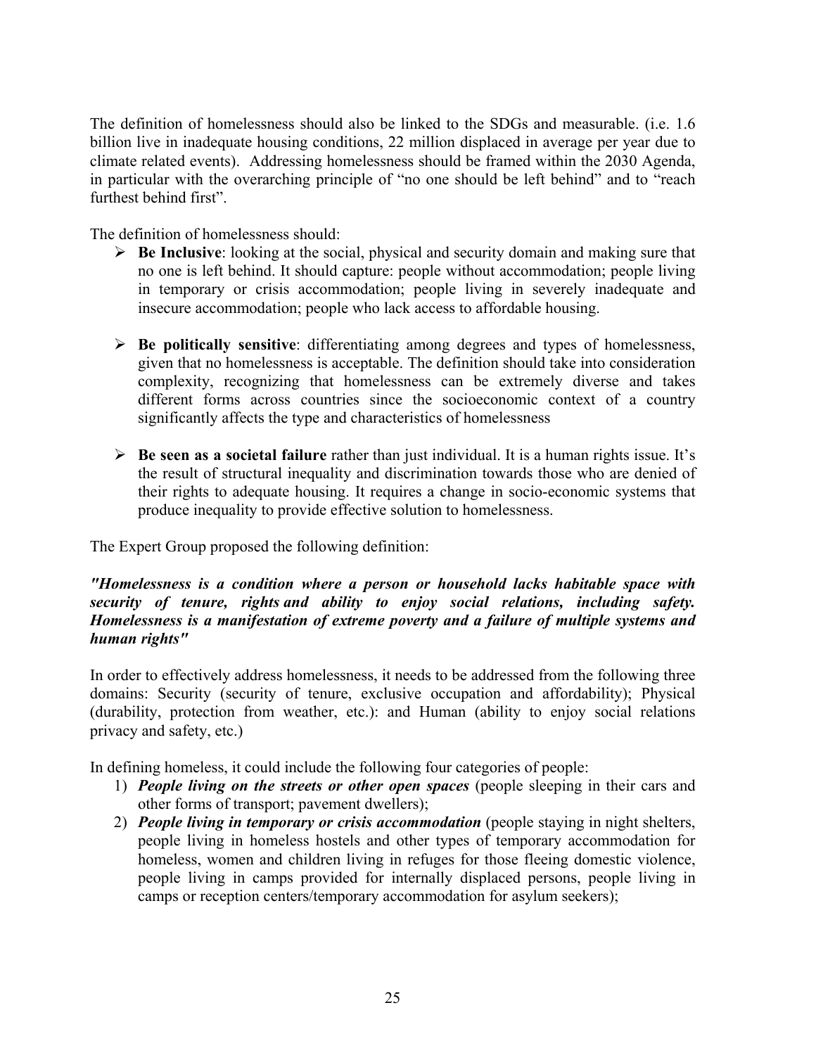The definition of homelessness should also be linked to the SDGs and measurable. (i.e. 1.6 billion live in inadequate housing conditions, 22 million displaced in average per year due to climate related events). Addressing homelessness should be framed within the 2030 Agenda, in particular with the overarching principle of "no one should be left behind" and to "reach furthest behind first".

The definition of homelessness should:

- **Be Inclusive**: looking at the social, physical and security domain and making sure that no one is left behind. It should capture: people without accommodation; people living in temporary or crisis accommodation; people living in severely inadequate and insecure accommodation; people who lack access to affordable housing.

- **Be politically sensitive**: differentiating among degrees and types of homelessness, given that no homelessness is acceptable. The definition should take into consideration complexity, recognizing that homelessness can be extremely diverse and takes different forms across countries since the socioeconomic context of a country significantly affects the type and characteristics of homelessness

- **Be seen as a societal failure** rather than just individual. It is a human rights issue. It's the result of structural inequality and discrimination towards those who are denied of their rights to adequate housing. It requires a change in socio-economic systems that produce inequality to provide effective solution to homelessness.

The Expert Group proposed the following definition:

***"Homelessness is a condition where a person or household lacks habitable space with security of tenure, rights and ability to enjoy social relations, including safety. Homelessness is a manifestation of extreme poverty and a failure of multiple systems and human rights"***

In order to effectively address homelessness, it needs to be addressed from the following three domains: Security (security of tenure, exclusive occupation and affordability); Physical (durability, protection from weather, etc.): and Human (ability to enjoy social relations privacy and safety, etc.)

In defining homeless, it could include the following four categories of people:

1) ***People living on the streets or other open spaces*** (people sleeping in their cars and other forms of transport; pavement dwellers);
2) ***People living in temporary or crisis accommodation*** (people staying in night shelters, people living in homeless hostels and other types of temporary accommodation for homeless, women and children living in refuges for those fleeing domestic violence, people living in camps provided for internally displaced persons, people living in camps or reception centers/temporary accommodation for asylum seekers);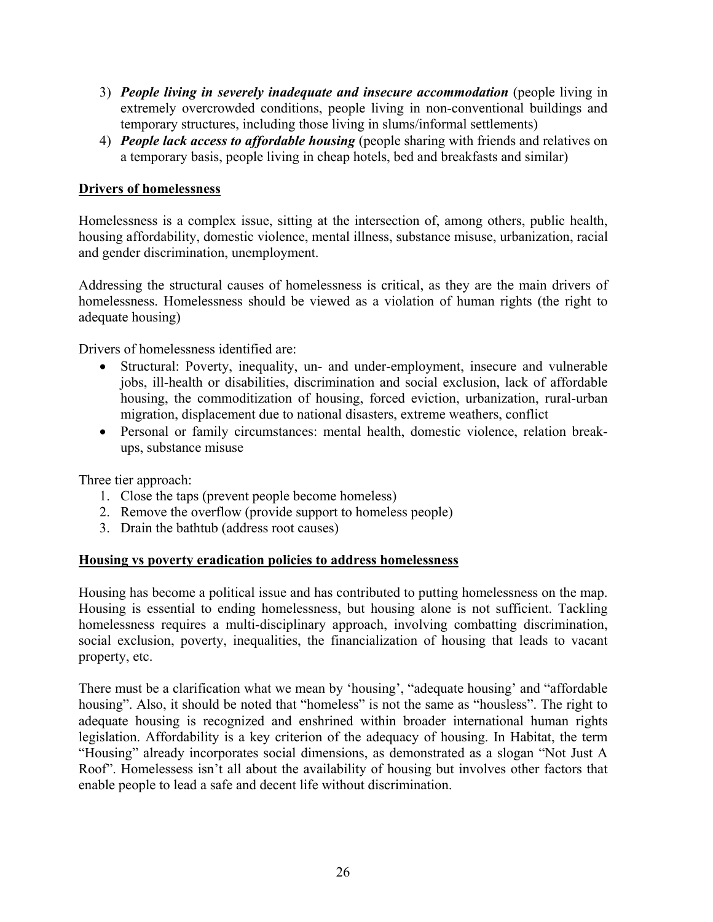3) ***People living in severely inadequate and insecure accommodation*** (people living in extremely overcrowded conditions, people living in non-conventional buildings and temporary structures, including those living in slums/informal settlements)
4) ***People lack access to affordable housing*** (people sharing with friends and relatives on a temporary basis, people living in cheap hotels, bed and breakfasts and similar)

**Drivers of homelessness**

Homelessness is a complex issue, sitting at the intersection of, among others, public health, housing affordability, domestic violence, mental illness, substance misuse, urbanization, racial and gender discrimination, unemployment.

Addressing the structural causes of homelessness is critical, as they are the main drivers of homelessness. Homelessness should be viewed as a violation of human rights (the right to adequate housing)

Drivers of homelessness identified are:

- Structural: Poverty, inequality, un- and under-employment, insecure and vulnerable jobs, ill-health or disabilities, discrimination and social exclusion, lack of affordable housing, the commoditization of housing, forced eviction, urbanization, rural-urban migration, displacement due to national disasters, extreme weathers, conflict
- Personal or family circumstances: mental health, domestic violence, relation break-ups, substance misuse

Three tier approach:

1. Close the taps (prevent people become homeless)
2. Remove the overflow (provide support to homeless people)
3. Drain the bathtub (address root causes)

**Housing vs poverty eradication policies to address homelessness**

Housing has become a political issue and has contributed to putting homelessness on the map. Housing is essential to ending homelessness, but housing alone is not sufficient. Tackling homelessness requires a multi-disciplinary approach, involving combatting discrimination, social exclusion, poverty, inequalities, the financialization of housing that leads to vacant property, etc.

There must be a clarification what we mean by 'housing', "adequate housing' and "affordable housing". Also, it should be noted that "homeless" is not the same as "housless". The right to adequate housing is recognized and enshrined within broader international human rights legislation. Affordability is a key criterion of the adequacy of housing. In Habitat, the term "Housing" already incorporates social dimensions, as demonstrated as a slogan "Not Just A Roof". Homelessess isn't all about the availability of housing but involves other factors that enable people to lead a safe and decent life without discrimination.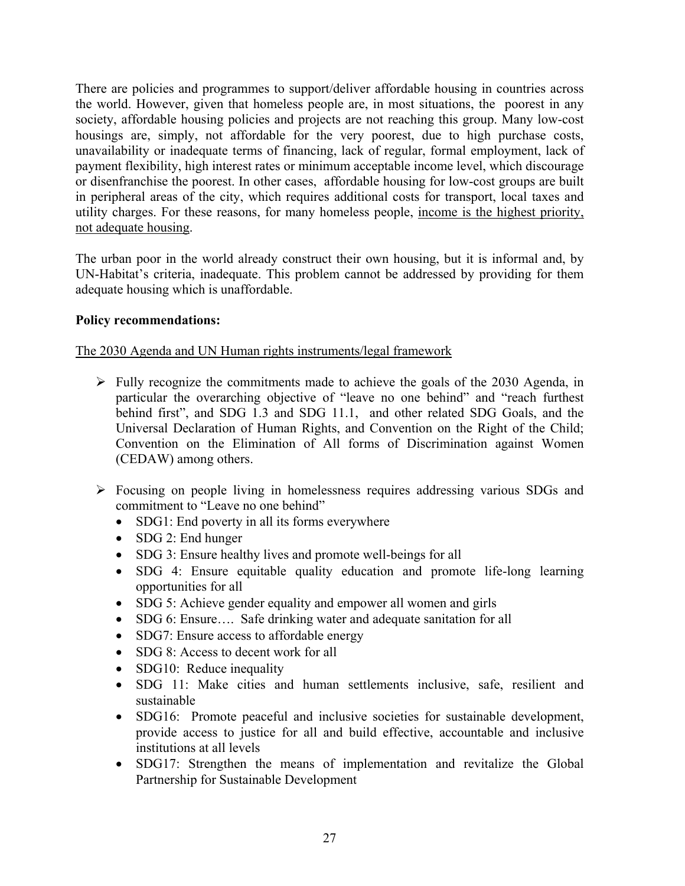There are policies and programmes to support/deliver affordable housing in countries across the world. However, given that homeless people are, in most situations, the poorest in any society, affordable housing policies and projects are not reaching this group. Many low-cost housings are, simply, not affordable for the very poorest, due to high purchase costs, unavailability or inadequate terms of financing, lack of regular, formal employment, lack of payment flexibility, high interest rates or minimum acceptable income level, which discourage or disenfranchise the poorest. In other cases, affordable housing for low-cost groups are built in peripheral areas of the city, which requires additional costs for transport, local taxes and utility charges. For these reasons, for many homeless people, <u>income is the highest priority, not adequate housing</u>.

The urban poor in the world already construct their own housing, but it is informal and, by UN-Habitat's criteria, inadequate. This problem cannot be addressed by providing for them adequate housing which is unaffordable.

**Policy recommendations:**

<u>The 2030 Agenda and UN Human rights instruments/legal framework</u>

- Fully recognize the commitments made to achieve the goals of the 2030 Agenda, in particular the overarching objective of "leave no one behind" and "reach furthest behind first", and SDG 1.3 and SDG 11.1, and other related SDG Goals, and the Universal Declaration of Human Rights, and Convention on the Right of the Child; Convention on the Elimination of All forms of Discrimination against Women (CEDAW) among others.

- Focusing on people living in homelessness requires addressing various SDGs and commitment to "Leave no one behind"
  - SDG1: End poverty in all its forms everywhere
  - SDG 2: End hunger
  - SDG 3: Ensure healthy lives and promote well-beings for all
  - SDG 4: Ensure equitable quality education and promote life-long learning opportunities for all
  - SDG 5: Achieve gender equality and empower all women and girls
  - SDG 6: Ensure…. Safe drinking water and adequate sanitation for all
  - SDG7: Ensure access to affordable energy
  - SDG 8: Access to decent work for all
  - SDG10: Reduce inequality
  - SDG 11: Make cities and human settlements inclusive, safe, resilient and sustainable
  - SDG16: Promote peaceful and inclusive societies for sustainable development, provide access to justice for all and build effective, accountable and inclusive institutions at all levels
  - SDG17: Strengthen the means of implementation and revitalize the Global Partnership for Sustainable Development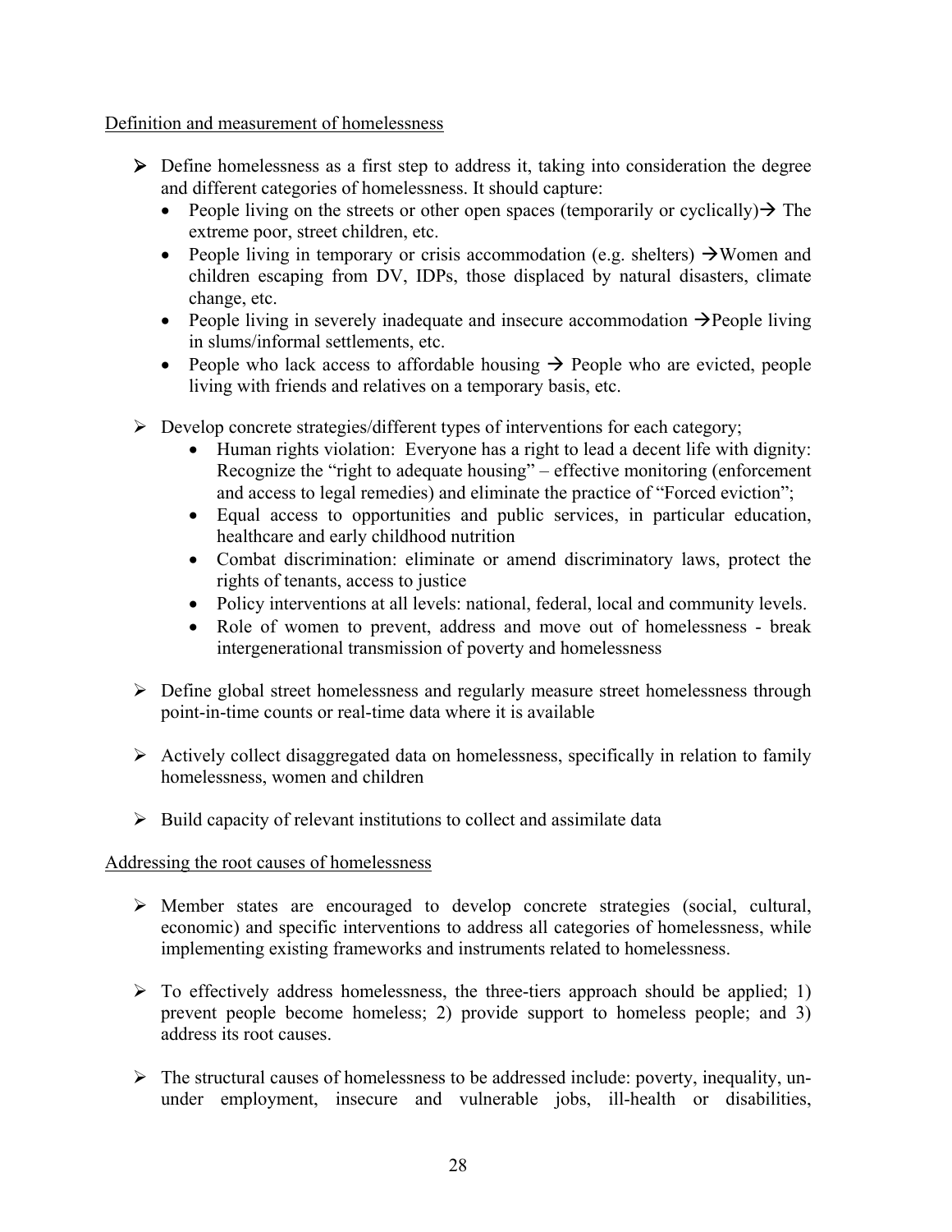Definition and measurement of homelessness

- Define homelessness as a first step to address it, taking into consideration the degree and different categories of homelessness. It should capture:
  - People living on the streets or other open spaces (temporarily or cyclically)→ The extreme poor, street children, etc.
  - People living in temporary or crisis accommodation (e.g. shelters) →Women and children escaping from DV, IDPs, those displaced by natural disasters, climate change, etc.
  - People living in severely inadequate and insecure accommodation →People living in slums/informal settlements, etc.
  - People who lack access to affordable housing → People who are evicted, people living with friends and relatives on a temporary basis, etc.

- Develop concrete strategies/different types of interventions for each category;
  - Human rights violation: Everyone has a right to lead a decent life with dignity: Recognize the "right to adequate housing" – effective monitoring (enforcement and access to legal remedies) and eliminate the practice of "Forced eviction";
  - Equal access to opportunities and public services, in particular education, healthcare and early childhood nutrition
  - Combat discrimination: eliminate or amend discriminatory laws, protect the rights of tenants, access to justice
  - Policy interventions at all levels: national, federal, local and community levels.
  - Role of women to prevent, address and move out of homelessness - break intergenerational transmission of poverty and homelessness

- Define global street homelessness and regularly measure street homelessness through point-in-time counts or real-time data where it is available

- Actively collect disaggregated data on homelessness, specifically in relation to family homelessness, women and children

- Build capacity of relevant institutions to collect and assimilate data

Addressing the root causes of homelessness

- Member states are encouraged to develop concrete strategies (social, cultural, economic) and specific interventions to address all categories of homelessness, while implementing existing frameworks and instruments related to homelessness.

- To effectively address homelessness, the three-tiers approach should be applied; 1) prevent people become homeless; 2) provide support to homeless people; and 3) address its root causes.

- The structural causes of homelessness to be addressed include: poverty, inequality, un-under employment, insecure and vulnerable jobs, ill-health or disabilities,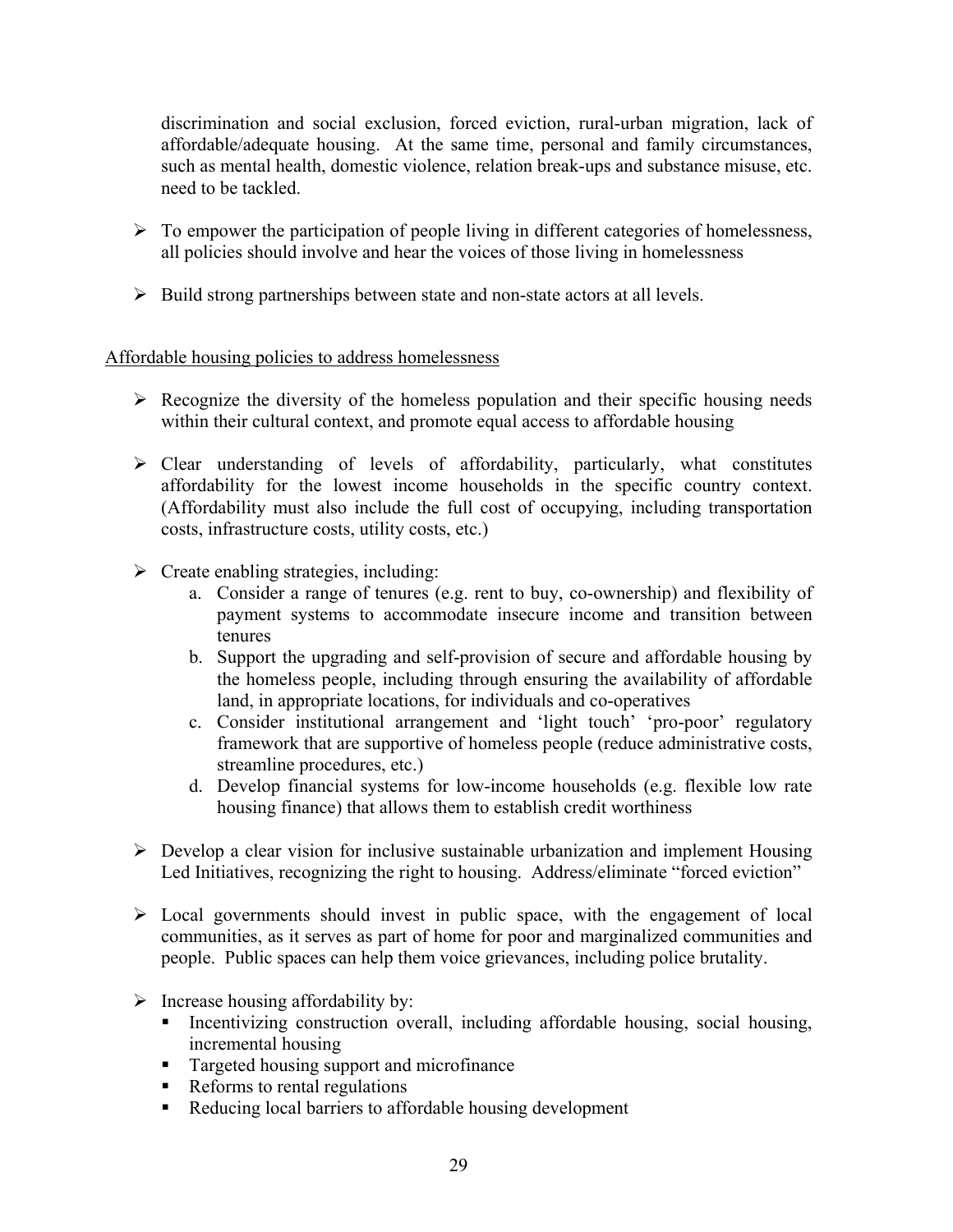discrimination and social exclusion, forced eviction, rural-urban migration, lack of affordable/adequate housing. At the same time, personal and family circumstances, such as mental health, domestic violence, relation break-ups and substance misuse, etc. need to be tackled.

- To empower the participation of people living in different categories of homelessness, all policies should involve and hear the voices of those living in homelessness

- Build strong partnerships between state and non-state actors at all levels.

<u>Affordable housing policies to address homelessness</u>

- Recognize the diversity of the homeless population and their specific housing needs within their cultural context, and promote equal access to affordable housing

- Clear understanding of levels of affordability, particularly, what constitutes affordability for the lowest income households in the specific country context. (Affordability must also include the full cost of occupying, including transportation costs, infrastructure costs, utility costs, etc.)

- Create enabling strategies, including:
    a. Consider a range of tenures (e.g. rent to buy, co-ownership) and flexibility of payment systems to accommodate insecure income and transition between tenures
    b. Support the upgrading and self-provision of secure and affordable housing by the homeless people, including through ensuring the availability of affordable land, in appropriate locations, for individuals and co-operatives
    c. Consider institutional arrangement and 'light touch' 'pro-poor' regulatory framework that are supportive of homeless people (reduce administrative costs, streamline procedures, etc.)
    d. Develop financial systems for low-income households (e.g. flexible low rate housing finance) that allows them to establish credit worthiness

- Develop a clear vision for inclusive sustainable urbanization and implement Housing Led Initiatives, recognizing the right to housing. Address/eliminate "forced eviction"

- Local governments should invest in public space, with the engagement of local communities, as it serves as part of home for poor and marginalized communities and people. Public spaces can help them voice grievances, including police brutality.

- Increase housing affordability by:
    - Incentivizing construction overall, including affordable housing, social housing, incremental housing
    - Targeted housing support and microfinance
    - Reforms to rental regulations
    - Reducing local barriers to affordable housing development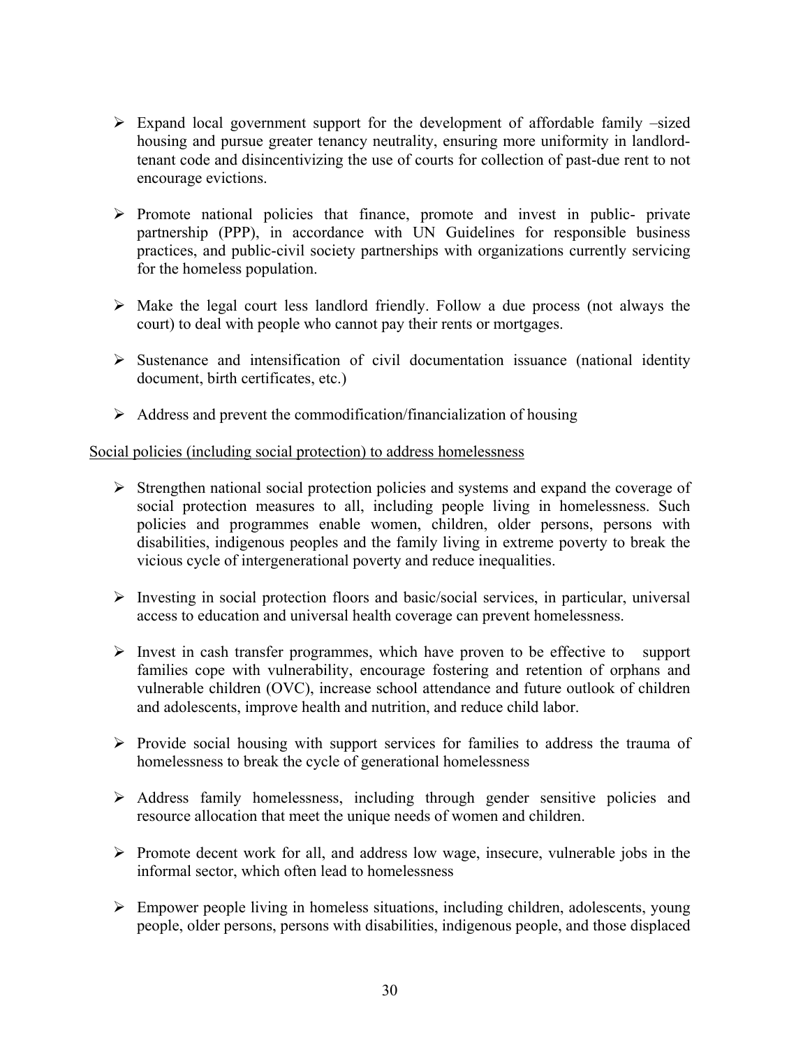- Expand local government support for the development of affordable family –sized housing and pursue greater tenancy neutrality, ensuring more uniformity in landlord-tenant code and disincentivizing the use of courts for collection of past-due rent to not encourage evictions.

- Promote national policies that finance, promote and invest in public- private partnership (PPP), in accordance with UN Guidelines for responsible business practices, and public-civil society partnerships with organizations currently servicing for the homeless population.

- Make the legal court less landlord friendly. Follow a due process (not always the court) to deal with people who cannot pay their rents or mortgages.

- Sustenance and intensification of civil documentation issuance (national identity document, birth certificates, etc.)

- Address and prevent the commodification/financialization of housing

<u>Social policies (including social protection) to address homelessness</u>

- Strengthen national social protection policies and systems and expand the coverage of social protection measures to all, including people living in homelessness. Such policies and programmes enable women, children, older persons, persons with disabilities, indigenous peoples and the family living in extreme poverty to break the vicious cycle of intergenerational poverty and reduce inequalities.

- Investing in social protection floors and basic/social services, in particular, universal access to education and universal health coverage can prevent homelessness.

- Invest in cash transfer programmes, which have proven to be effective to support families cope with vulnerability, encourage fostering and retention of orphans and vulnerable children (OVC), increase school attendance and future outlook of children and adolescents, improve health and nutrition, and reduce child labor.

- Provide social housing with support services for families to address the trauma of homelessness to break the cycle of generational homelessness

- Address family homelessness, including through gender sensitive policies and resource allocation that meet the unique needs of women and children.

- Promote decent work for all, and address low wage, insecure, vulnerable jobs in the informal sector, which often lead to homelessness

- Empower people living in homeless situations, including children, adolescents, young people, older persons, persons with disabilities, indigenous people, and those displaced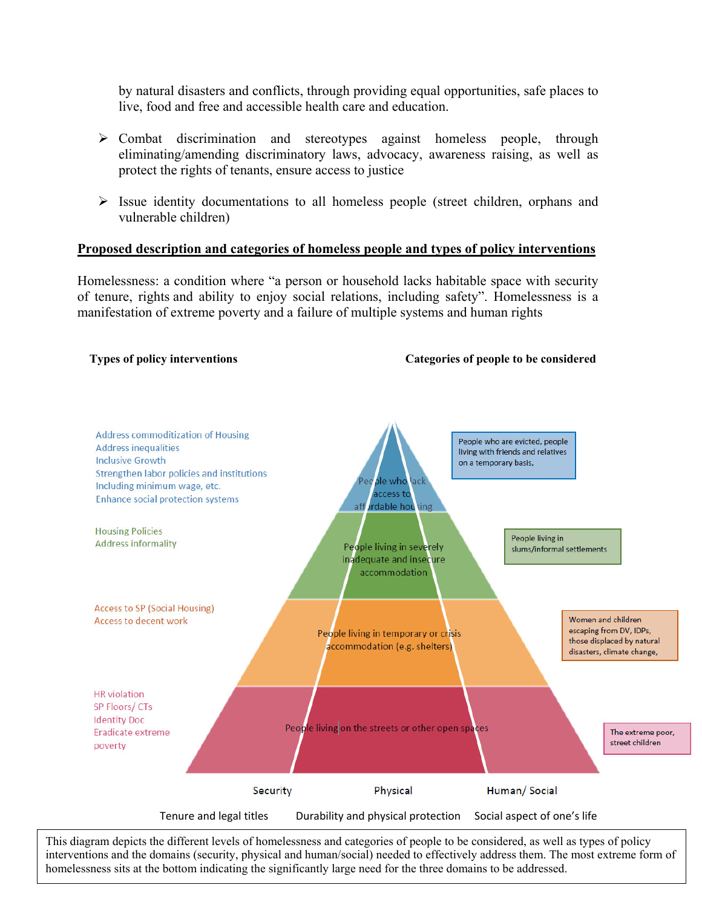by natural disasters and conflicts, through providing equal opportunities, safe places to live, food and free and accessible health care and education.

- Combat discrimination and stereotypes against homeless people, through eliminating/amending discriminatory laws, advocacy, awareness raising, as well as protect the rights of tenants, ensure access to justice
- Issue identity documentations to all homeless people (street children, orphans and vulnerable children)

**Proposed description and categories of homeless people and types of policy interventions**

Homelessness: a condition where "a person or household lacks habitable space with security of tenure, rights and ability to enjoy social relations, including safety". Homelessness is a manifestation of extreme poverty and a failure of multiple systems and human rights

**Types of policy interventions**

**Categories of people to be considered**

Address commoditization of Housing
Address inequalities
Inclusive Growth
Strengthen labor policies and institutions
Including minimum wage, etc.
Enhance social protection systems

People who lack access to affordable housing

People who are evicted, people living with friends and relatives on a temporary basis,

Housing Policies
Address informality

People living in severely inadequate and insecure accommodation

People living in slums/informal settlements

Access to SP (Social Housing)
Access to decent work

People living in temporary or crisis accommodation (e.g. shelters)

Women and children escaping from DV, IDPs, those displaced by natural disasters, climate change,

HR violation
SP Floors/ CTs
Identity Doc
Eradicate extreme poverty

People living on the streets or other open spaces

The extreme poor, street children

Security — Tenure and legal titles

Physical — Durability and physical protection

Human/ Social — Social aspect of one's life

This diagram depicts the different levels of homelessness and categories of people to be considered, as well as types of policy interventions and the domains (security, physical and human/social) needed to effectively address them. The most extreme form of homelessness sits at the bottom indicating the significantly large need for the three domains to be addressed.